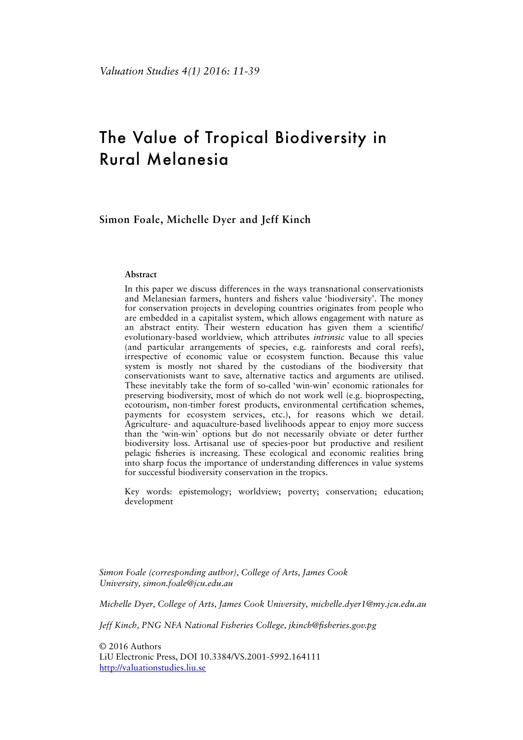# The Value of Tropical Biodiversity in Rural Melanesia

**Simon Foale, Michelle Dyer and Jeff Kinch**

**Abstract**

In this paper we discuss differences in the ways transnational conservationists and Melanesian farmers, hunters and fishers value 'biodiversity'. The money for conservation projects in developing countries originates from people who are embedded in a capitalist system, which allows engagement with nature as an abstract entity. Their western education has given them a scientific/evolutionary-based worldview, which attributes *intrinsic* value to all species (and particular arrangements of species, e.g. rainforests and coral reefs), irrespective of economic value or ecosystem function. Because this value system is mostly not shared by the custodians of the biodiversity that conservationists want to save, alternative tactics and arguments are utilised. These inevitably take the form of so-called 'win-win' economic rationales for preserving biodiversity, most of which do not work well (e.g. bioprospecting, ecotourism, non-timber forest products, environmental certification schemes, payments for ecosystem services, etc.), for reasons which we detail. Agriculture- and aquaculture-based livelihoods appear to enjoy more success than the 'win-win' options but do not necessarily obviate or deter further biodiversity loss. Artisanal use of species-poor but productive and resilient pelagic fisheries is increasing. These ecological and economic realities bring into sharp focus the importance of understanding differences in value systems for successful biodiversity conservation in the tropics.

Key words: epistemology; worldview; poverty; conservation; education; development

*Simon Foale (corresponding author), College of Arts, James Cook University, simon.foale@jcu.edu.au*

*Michelle Dyer, College of Arts, James Cook University, michelle.dyer1@my.jcu.edu.au*

*Jeff Kinch, PNG NFA National Fisheries College, jkinch@fisheries.gov.pg*

© 2016 Authors
LiU Electronic Press, DOI 10.3384/VS.2001-5992.164111
http://valuationstudies.liu.se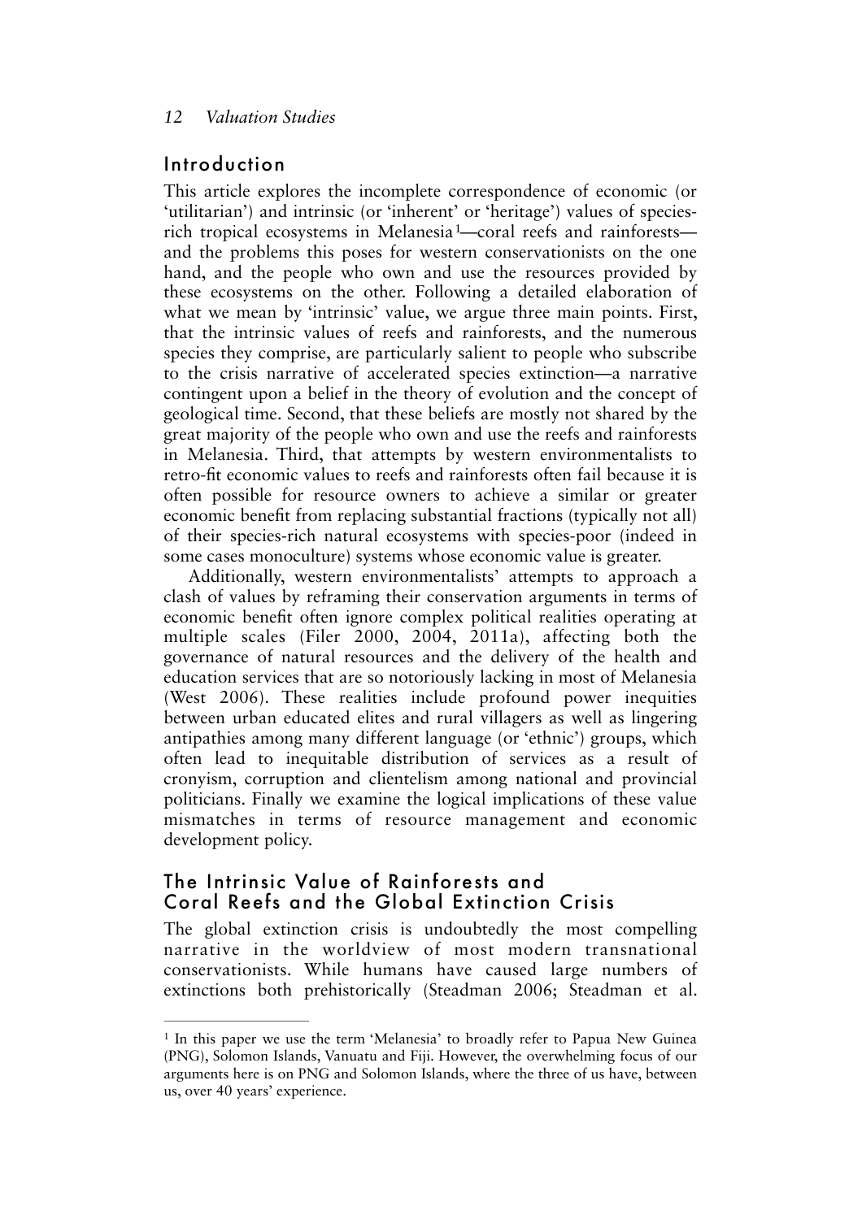## Introduction

This article explores the incomplete correspondence of economic (or 'utilitarian') and intrinsic (or 'inherent' or 'heritage') values of species-rich tropical ecosystems in Melanesia[1]—coral reefs and rainforests—and the problems this poses for western conservationists on the one hand, and the people who own and use the resources provided by these ecosystems on the other. Following a detailed elaboration of what we mean by 'intrinsic' value, we argue three main points. First, that the intrinsic values of reefs and rainforests, and the numerous species they comprise, are particularly salient to people who subscribe to the crisis narrative of accelerated species extinction—a narrative contingent upon a belief in the theory of evolution and the concept of geological time. Second, that these beliefs are mostly not shared by the great majority of the people who own and use the reefs and rainforests in Melanesia. Third, that attempts by western environmentalists to retro-fit economic values to reefs and rainforests often fail because it is often possible for resource owners to achieve a similar or greater economic benefit from replacing substantial fractions (typically not all) of their species-rich natural ecosystems with species-poor (indeed in some cases monoculture) systems whose economic value is greater.

Additionally, western environmentalists' attempts to approach a clash of values by reframing their conservation arguments in terms of economic benefit often ignore complex political realities operating at multiple scales (Filer 2000, 2004, 2011a), affecting both the governance of natural resources and the delivery of the health and education services that are so notoriously lacking in most of Melanesia (West 2006). These realities include profound power inequities between urban educated elites and rural villagers as well as lingering antipathies among many different language (or 'ethnic') groups, which often lead to inequitable distribution of services as a result of cronyism, corruption and clientelism among national and provincial politicians. Finally we examine the logical implications of these value mismatches in terms of resource management and economic development policy.

## The Intrinsic Value of Rainforests and Coral Reefs and the Global Extinction Crisis

The global extinction crisis is undoubtedly the most compelling narrative in the worldview of most modern transnational conservationists. While humans have caused large numbers of extinctions both prehistorically (Steadman 2006; Steadman et al.

---

[1] In this paper we use the term 'Melanesia' to broadly refer to Papua New Guinea (PNG), Solomon Islands, Vanuatu and Fiji. However, the overwhelming focus of our arguments here is on PNG and Solomon Islands, where the three of us have, between us, over 40 years' experience.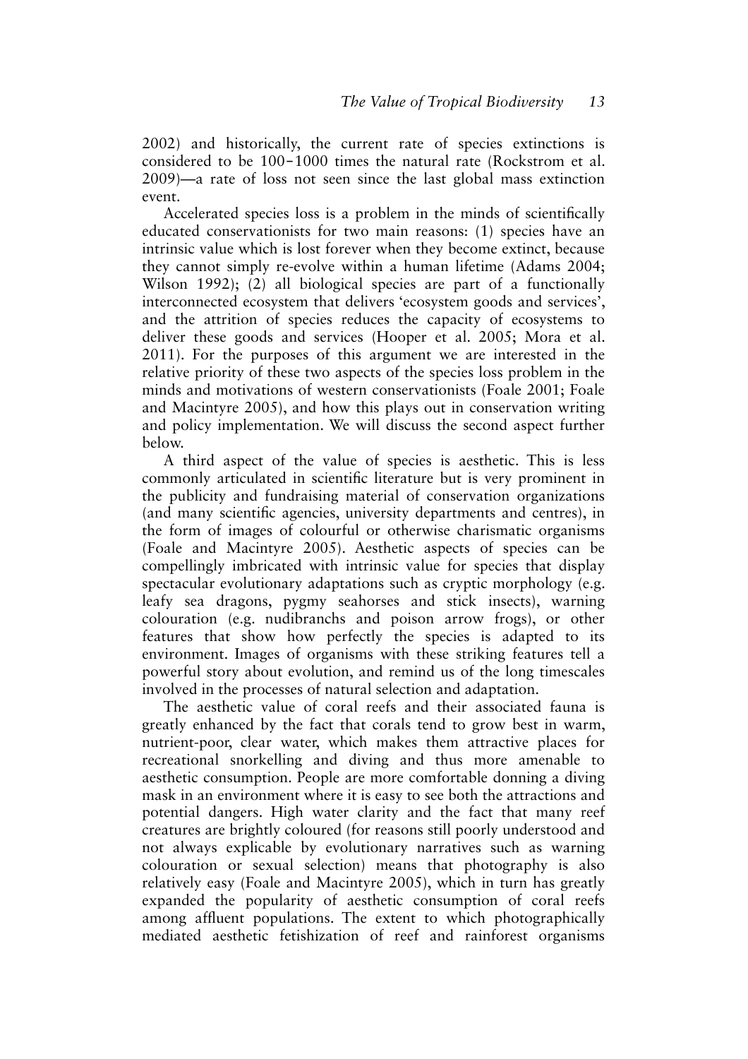2002) and historically, the current rate of species extinctions is considered to be 100–1000 times the natural rate (Rockstrom et al. 2009)—a rate of loss not seen since the last global mass extinction event.

Accelerated species loss is a problem in the minds of scientifically educated conservationists for two main reasons: (1) species have an intrinsic value which is lost forever when they become extinct, because they cannot simply re-evolve within a human lifetime (Adams 2004; Wilson 1992); (2) all biological species are part of a functionally interconnected ecosystem that delivers 'ecosystem goods and services', and the attrition of species reduces the capacity of ecosystems to deliver these goods and services (Hooper et al. 2005; Mora et al. 2011). For the purposes of this argument we are interested in the relative priority of these two aspects of the species loss problem in the minds and motivations of western conservationists (Foale 2001; Foale and Macintyre 2005), and how this plays out in conservation writing and policy implementation. We will discuss the second aspect further below.

A third aspect of the value of species is aesthetic. This is less commonly articulated in scientific literature but is very prominent in the publicity and fundraising material of conservation organizations (and many scientific agencies, university departments and centres), in the form of images of colourful or otherwise charismatic organisms (Foale and Macintyre 2005). Aesthetic aspects of species can be compellingly imbricated with intrinsic value for species that display spectacular evolutionary adaptations such as cryptic morphology (e.g. leafy sea dragons, pygmy seahorses and stick insects), warning colouration (e.g. nudibranchs and poison arrow frogs), or other features that show how perfectly the species is adapted to its environment. Images of organisms with these striking features tell a powerful story about evolution, and remind us of the long timescales involved in the processes of natural selection and adaptation.

The aesthetic value of coral reefs and their associated fauna is greatly enhanced by the fact that corals tend to grow best in warm, nutrient-poor, clear water, which makes them attractive places for recreational snorkelling and diving and thus more amenable to aesthetic consumption. People are more comfortable donning a diving mask in an environment where it is easy to see both the attractions and potential dangers. High water clarity and the fact that many reef creatures are brightly coloured (for reasons still poorly understood and not always explicable by evolutionary narratives such as warning colouration or sexual selection) means that photography is also relatively easy (Foale and Macintyre 2005), which in turn has greatly expanded the popularity of aesthetic consumption of coral reefs among affluent populations. The extent to which photographically mediated aesthetic fetishization of reef and rainforest organisms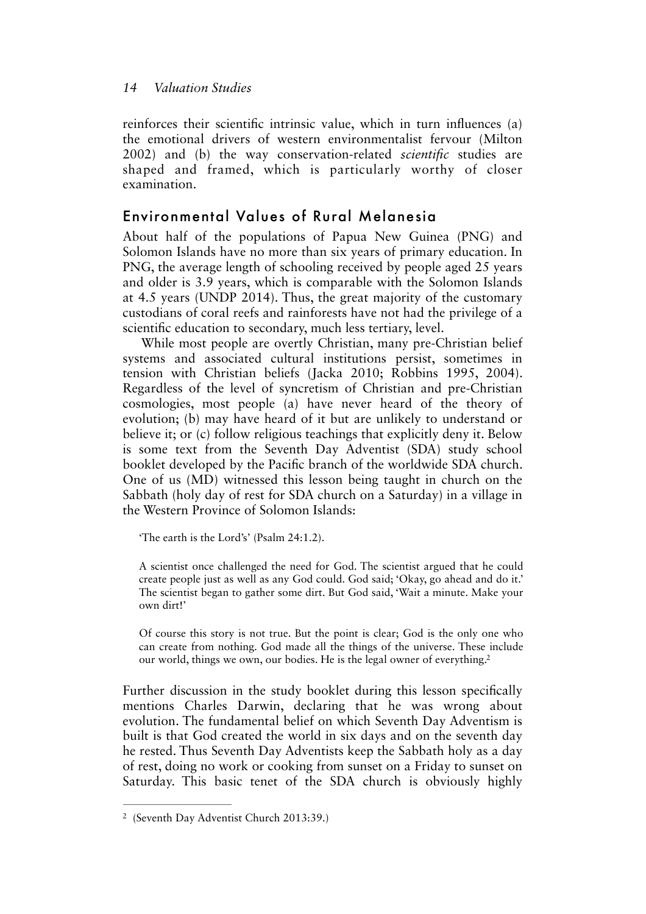reinforces their scientific intrinsic value, which in turn influences (a) the emotional drivers of western environmentalist fervour (Milton 2002) and (b) the way conservation-related *scientific* studies are shaped and framed, which is particularly worthy of closer examination.

## Environmental Values of Rural Melanesia

About half of the populations of Papua New Guinea (PNG) and Solomon Islands have no more than six years of primary education. In PNG, the average length of schooling received by people aged 25 years and older is 3.9 years, which is comparable with the Solomon Islands at 4.5 years (UNDP 2014). Thus, the great majority of the customary custodians of coral reefs and rainforests have not had the privilege of a scientific education to secondary, much less tertiary, level.

While most people are overtly Christian, many pre-Christian belief systems and associated cultural institutions persist, sometimes in tension with Christian beliefs (Jacka 2010; Robbins 1995, 2004). Regardless of the level of syncretism of Christian and pre-Christian cosmologies, most people (a) have never heard of the theory of evolution; (b) may have heard of it but are unlikely to understand or believe it; or (c) follow religious teachings that explicitly deny it. Below is some text from the Seventh Day Adventist (SDA) study school booklet developed by the Pacific branch of the worldwide SDA church. One of us (MD) witnessed this lesson being taught in church on the Sabbath (holy day of rest for SDA church on a Saturday) in a village in the Western Province of Solomon Islands:

> 'The earth is the Lord's' (Psalm 24:1.2).
>
> A scientist once challenged the need for God. The scientist argued that he could create people just as well as any God could. God said; 'Okay, go ahead and do it.' The scientist began to gather some dirt. But God said, 'Wait a minute. Make your own dirt!'
>
> Of course this story is not true. But the point is clear; God is the only one who can create from nothing. God made all the things of the universe. These include our world, things we own, our bodies. He is the legal owner of everything.[2]

Further discussion in the study booklet during this lesson specifically mentions Charles Darwin, declaring that he was wrong about evolution. The fundamental belief on which Seventh Day Adventism is built is that God created the world in six days and on the seventh day he rested. Thus Seventh Day Adventists keep the Sabbath holy as a day of rest, doing no work or cooking from sunset on a Friday to sunset on Saturday. This basic tenet of the SDA church is obviously highly

---

[2] (Seventh Day Adventist Church 2013:39.)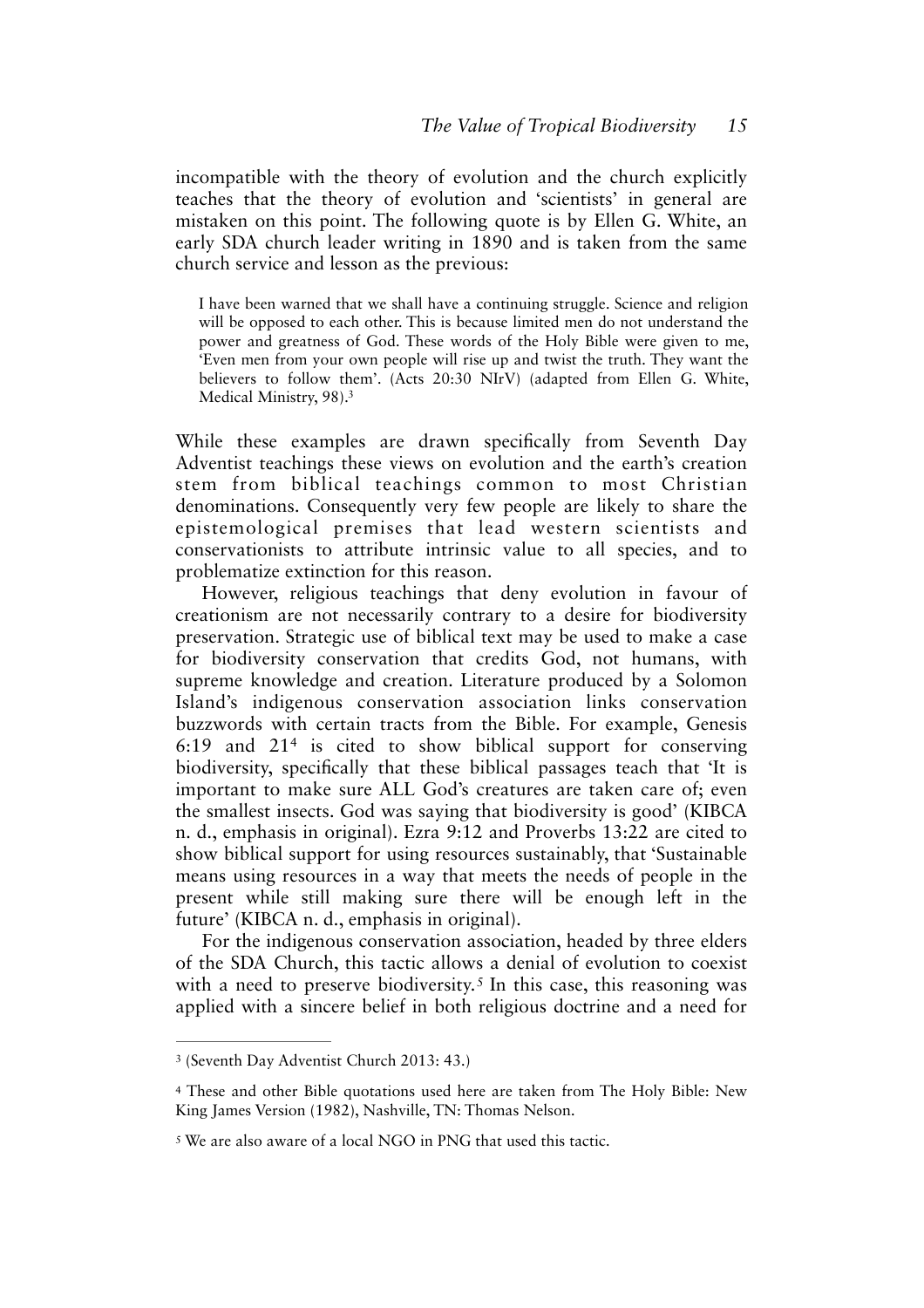incompatible with the theory of evolution and the church explicitly teaches that the theory of evolution and 'scientists' in general are mistaken on this point. The following quote is by Ellen G. White, an early SDA church leader writing in 1890 and is taken from the same church service and lesson as the previous:

> I have been warned that we shall have a continuing struggle. Science and religion will be opposed to each other. This is because limited men do not understand the power and greatness of God. These words of the Holy Bible were given to me, 'Even men from your own people will rise up and twist the truth. They want the believers to follow them'. (Acts 20:30 NIrV) (adapted from Ellen G. White, Medical Ministry, 98).[3]

While these examples are drawn specifically from Seventh Day Adventist teachings these views on evolution and the earth's creation stem from biblical teachings common to most Christian denominations. Consequently very few people are likely to share the epistemological premises that lead western scientists and conservationists to attribute intrinsic value to all species, and to problematize extinction for this reason.

However, religious teachings that deny evolution in favour of creationism are not necessarily contrary to a desire for biodiversity preservation. Strategic use of biblical text may be used to make a case for biodiversity conservation that credits God, not humans, with supreme knowledge and creation. Literature produced by a Solomon Island's indigenous conservation association links conservation buzzwords with certain tracts from the Bible. For example, Genesis 6:19 and 21[4] is cited to show biblical support for conserving biodiversity, specifically that these biblical passages teach that 'It is important to make sure ALL God's creatures are taken care of; even the smallest insects. God was saying that biodiversity is good' (KIBCA n. d., emphasis in original). Ezra 9:12 and Proverbs 13:22 are cited to show biblical support for using resources sustainably, that 'Sustainable means using resources in a way that meets the needs of people in the present while still making sure there will be enough left in the future' (KIBCA n. d., emphasis in original).

For the indigenous conservation association, headed by three elders of the SDA Church, this tactic allows a denial of evolution to coexist with a need to preserve biodiversity.[5] In this case, this reasoning was applied with a sincere belief in both religious doctrine and a need for

---

[3] (Seventh Day Adventist Church 2013: 43.)

[4] These and other Bible quotations used here are taken from The Holy Bible: New King James Version (1982), Nashville, TN: Thomas Nelson.

[5] We are also aware of a local NGO in PNG that used this tactic.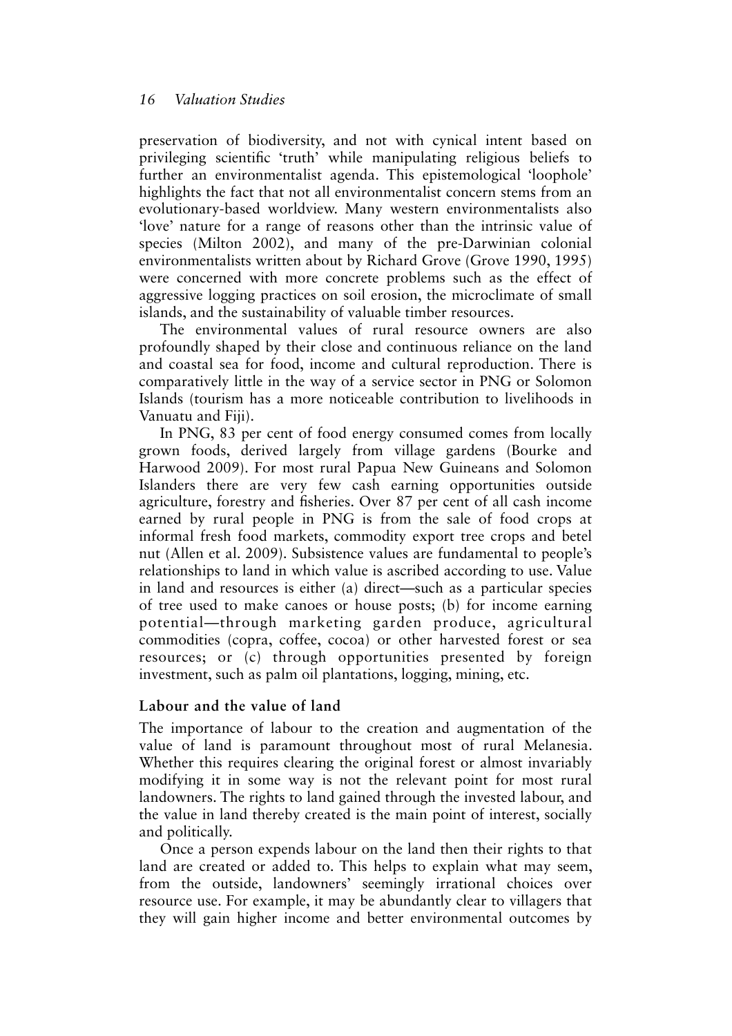preservation of biodiversity, and not with cynical intent based on privileging scientific 'truth' while manipulating religious beliefs to further an environmentalist agenda. This epistemological 'loophole' highlights the fact that not all environmentalist concern stems from an evolutionary-based worldview. Many western environmentalists also 'love' nature for a range of reasons other than the intrinsic value of species (Milton 2002), and many of the pre-Darwinian colonial environmentalists written about by Richard Grove (Grove 1990, 1995) were concerned with more concrete problems such as the effect of aggressive logging practices on soil erosion, the microclimate of small islands, and the sustainability of valuable timber resources.

The environmental values of rural resource owners are also profoundly shaped by their close and continuous reliance on the land and coastal sea for food, income and cultural reproduction. There is comparatively little in the way of a service sector in PNG or Solomon Islands (tourism has a more noticeable contribution to livelihoods in Vanuatu and Fiji).

In PNG, 83 per cent of food energy consumed comes from locally grown foods, derived largely from village gardens (Bourke and Harwood 2009). For most rural Papua New Guineans and Solomon Islanders there are very few cash earning opportunities outside agriculture, forestry and fisheries. Over 87 per cent of all cash income earned by rural people in PNG is from the sale of food crops at informal fresh food markets, commodity export tree crops and betel nut (Allen et al. 2009). Subsistence values are fundamental to people's relationships to land in which value is ascribed according to use. Value in land and resources is either (a) direct—such as a particular species of tree used to make canoes or house posts; (b) for income earning potential—through marketing garden produce, agricultural commodities (copra, coffee, cocoa) or other harvested forest or sea resources; or (c) through opportunities presented by foreign investment, such as palm oil plantations, logging, mining, etc.

## Labour and the value of land

The importance of labour to the creation and augmentation of the value of land is paramount throughout most of rural Melanesia. Whether this requires clearing the original forest or almost invariably modifying it in some way is not the relevant point for most rural landowners. The rights to land gained through the invested labour, and the value in land thereby created is the main point of interest, socially and politically.

Once a person expends labour on the land then their rights to that land are created or added to. This helps to explain what may seem, from the outside, landowners' seemingly irrational choices over resource use. For example, it may be abundantly clear to villagers that they will gain higher income and better environmental outcomes by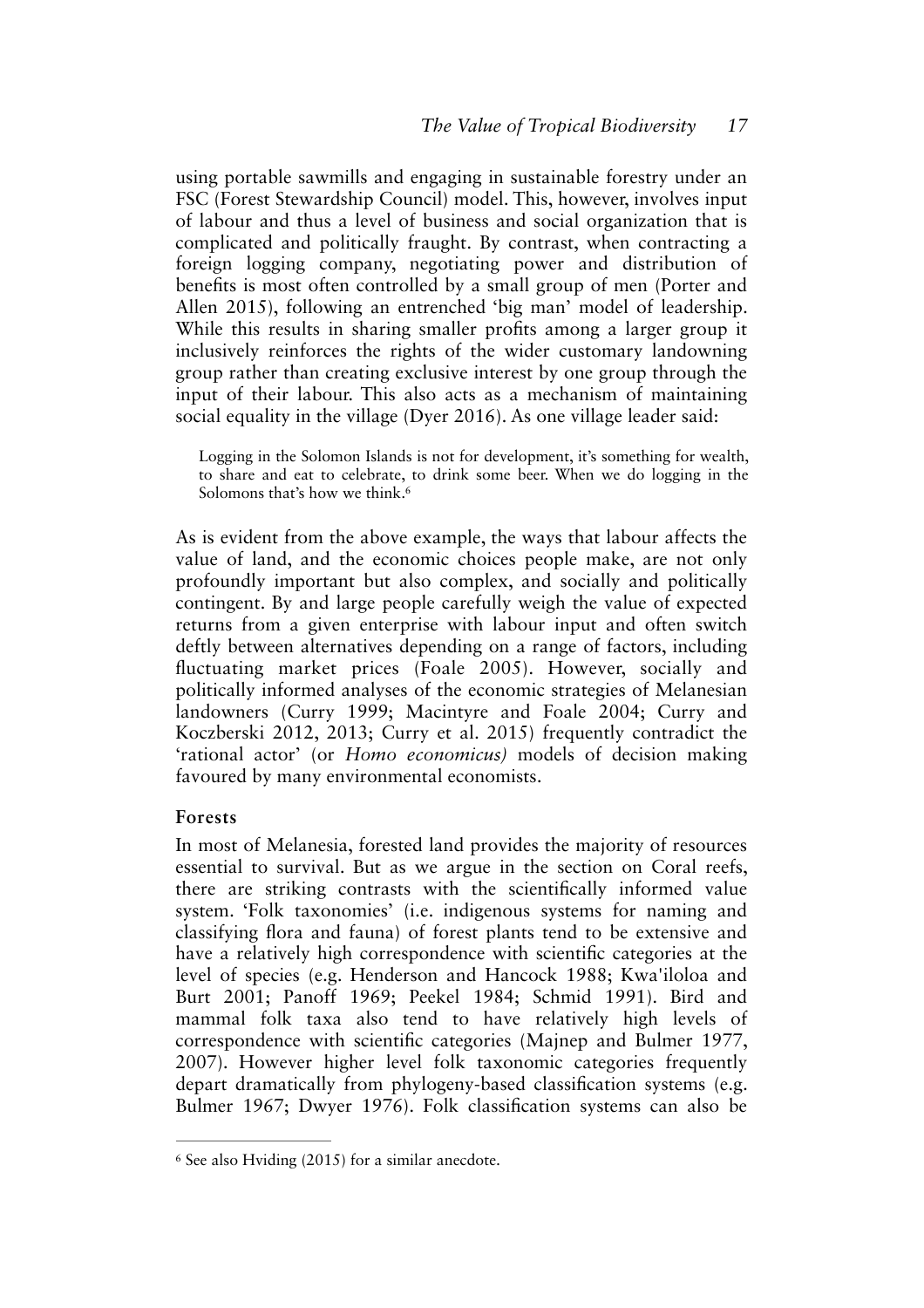using portable sawmills and engaging in sustainable forestry under an FSC (Forest Stewardship Council) model. This, however, involves input of labour and thus a level of business and social organization that is complicated and politically fraught. By contrast, when contracting a foreign logging company, negotiating power and distribution of benefits is most often controlled by a small group of men (Porter and Allen 2015), following an entrenched 'big man' model of leadership. While this results in sharing smaller profits among a larger group it inclusively reinforces the rights of the wider customary landowning group rather than creating exclusive interest by one group through the input of their labour. This also acts as a mechanism of maintaining social equality in the village (Dyer 2016). As one village leader said:

> Logging in the Solomon Islands is not for development, it's something for wealth, to share and eat to celebrate, to drink some beer. When we do logging in the Solomons that's how we think.[6]

As is evident from the above example, the ways that labour affects the value of land, and the economic choices people make, are not only profoundly important but also complex, and socially and politically contingent. By and large people carefully weigh the value of expected returns from a given enterprise with labour input and often switch deftly between alternatives depending on a range of factors, including fluctuating market prices (Foale 2005). However, socially and politically informed analyses of the economic strategies of Melanesian landowners (Curry 1999; Macintyre and Foale 2004; Curry and Koczberski 2012, 2013; Curry et al. 2015) frequently contradict the 'rational actor' (or *Homo economicus)* models of decision making favoured by many environmental economists.

### Forests

In most of Melanesia, forested land provides the majority of resources essential to survival. But as we argue in the section on Coral reefs, there are striking contrasts with the scientifically informed value system. 'Folk taxonomies' (i.e. indigenous systems for naming and classifying flora and fauna) of forest plants tend to be extensive and have a relatively high correspondence with scientific categories at the level of species (e.g. Henderson and Hancock 1988; Kwa'iloloa and Burt 2001; Panoff 1969; Peekel 1984; Schmid 1991). Bird and mammal folk taxa also tend to have relatively high levels of correspondence with scientific categories (Majnep and Bulmer 1977, 2007). However higher level folk taxonomic categories frequently depart dramatically from phylogeny-based classification systems (e.g. Bulmer 1967; Dwyer 1976). Folk classification systems can also be

---

[6] See also Hviding (2015) for a similar anecdote.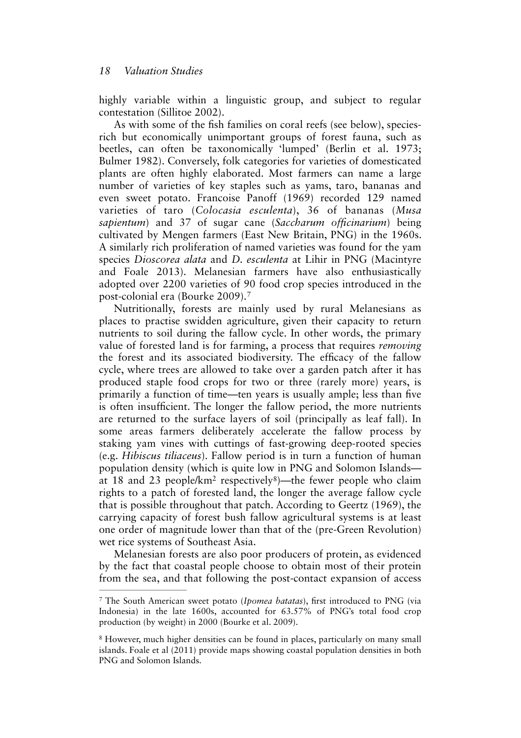highly variable within a linguistic group, and subject to regular contestation (Sillitoe 2002).

As with some of the fish families on coral reefs (see below), species-rich but economically unimportant groups of forest fauna, such as beetles, can often be taxonomically 'lumped' (Berlin et al. 1973; Bulmer 1982). Conversely, folk categories for varieties of domesticated plants are often highly elaborated. Most farmers can name a large number of varieties of key staples such as yams, taro, bananas and even sweet potato. Francoise Panoff (1969) recorded 129 named varieties of taro (*Colocasia esculenta*), 36 of bananas (*Musa sapientum*) and 37 of sugar cane (*Saccharum officinarium*) being cultivated by Mengen farmers (East New Britain, PNG) in the 1960s. A similarly rich proliferation of named varieties was found for the yam species *Dioscorea alata* and *D. esculenta* at Lihir in PNG (Macintyre and Foale 2013). Melanesian farmers have also enthusiastically adopted over 2200 varieties of 90 food crop species introduced in the post-colonial era (Bourke 2009).[7]

Nutritionally, forests are mainly used by rural Melanesians as places to practise swidden agriculture, given their capacity to return nutrients to soil during the fallow cycle. In other words, the primary value of forested land is for farming, a process that requires *removing* the forest and its associated biodiversity. The efficacy of the fallow cycle, where trees are allowed to take over a garden patch after it has produced staple food crops for two or three (rarely more) years, is primarily a function of time—ten years is usually ample; less than five is often insufficient. The longer the fallow period, the more nutrients are returned to the surface layers of soil (principally as leaf fall). In some areas farmers deliberately accelerate the fallow process by staking yam vines with cuttings of fast-growing deep-rooted species (e.g. *Hibiscus tiliaceus*). Fallow period is in turn a function of human population density (which is quite low in PNG and Solomon Islands—at 18 and 23 people/km$^2$ respectively[8])—the fewer people who claim rights to a patch of forested land, the longer the average fallow cycle that is possible throughout that patch. According to Geertz (1969), the carrying capacity of forest bush fallow agricultural systems is at least one order of magnitude lower than that of the (pre-Green Revolution) wet rice systems of Southeast Asia.

Melanesian forests are also poor producers of protein, as evidenced by the fact that coastal people choose to obtain most of their protein from the sea, and that following the post-contact expansion of access

---

[7] The South American sweet potato (*Ipomea batatas*), first introduced to PNG (via Indonesia) in the late 1600s, accounted for 63.57% of PNG's total food crop production (by weight) in 2000 (Bourke et al. 2009).

[8] However, much higher densities can be found in places, particularly on many small islands. Foale et al (2011) provide maps showing coastal population densities in both PNG and Solomon Islands.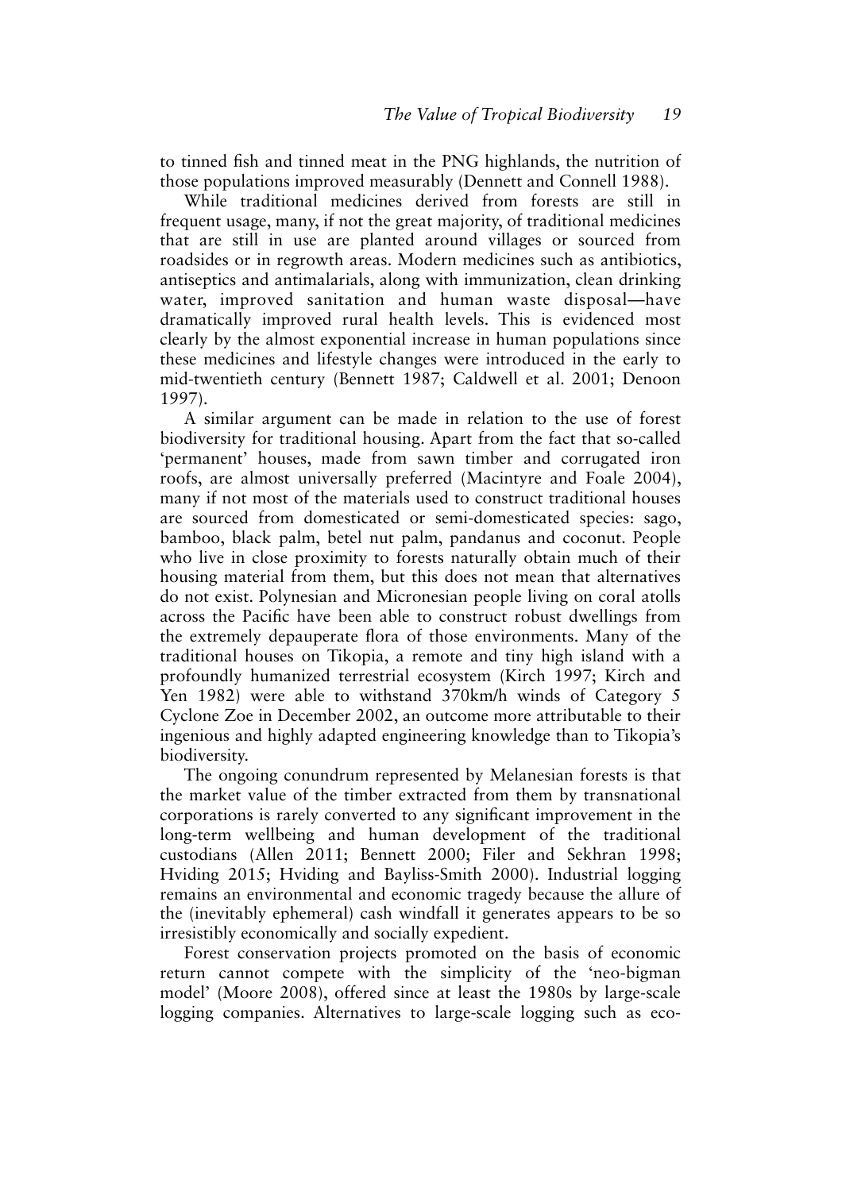to tinned fish and tinned meat in the PNG highlands, the nutrition of those populations improved measurably (Dennett and Connell 1988).

While traditional medicines derived from forests are still in frequent usage, many, if not the great majority, of traditional medicines that are still in use are planted around villages or sourced from roadsides or in regrowth areas. Modern medicines such as antibiotics, antiseptics and antimalarials, along with immunization, clean drinking water, improved sanitation and human waste disposal—have dramatically improved rural health levels. This is evidenced most clearly by the almost exponential increase in human populations since these medicines and lifestyle changes were introduced in the early to mid-twentieth century (Bennett 1987; Caldwell et al. 2001; Denoon 1997).

A similar argument can be made in relation to the use of forest biodiversity for traditional housing. Apart from the fact that so-called 'permanent' houses, made from sawn timber and corrugated iron roofs, are almost universally preferred (Macintyre and Foale 2004), many if not most of the materials used to construct traditional houses are sourced from domesticated or semi-domesticated species: sago, bamboo, black palm, betel nut palm, pandanus and coconut. People who live in close proximity to forests naturally obtain much of their housing material from them, but this does not mean that alternatives do not exist. Polynesian and Micronesian people living on coral atolls across the Pacific have been able to construct robust dwellings from the extremely depauperate flora of those environments. Many of the traditional houses on Tikopia, a remote and tiny high island with a profoundly humanized terrestrial ecosystem (Kirch 1997; Kirch and Yen 1982) were able to withstand 370km/h winds of Category 5 Cyclone Zoe in December 2002, an outcome more attributable to their ingenious and highly adapted engineering knowledge than to Tikopia's biodiversity.

The ongoing conundrum represented by Melanesian forests is that the market value of the timber extracted from them by transnational corporations is rarely converted to any significant improvement in the long-term wellbeing and human development of the traditional custodians (Allen 2011; Bennett 2000; Filer and Sekhran 1998; Hviding 2015; Hviding and Bayliss-Smith 2000). Industrial logging remains an environmental and economic tragedy because the allure of the (inevitably ephemeral) cash windfall it generates appears to be so irresistibly economically and socially expedient.

Forest conservation projects promoted on the basis of economic return cannot compete with the simplicity of the 'neo-bigman model' (Moore 2008), offered since at least the 1980s by large-scale logging companies. Alternatives to large-scale logging such as eco-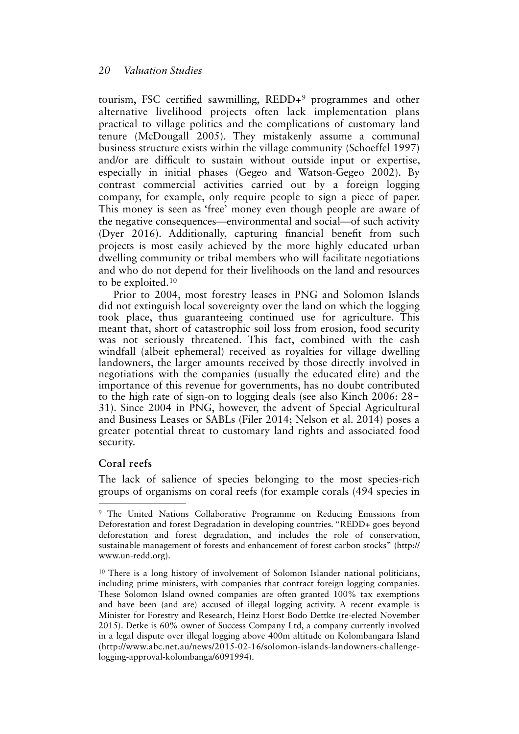tourism, FSC certified sawmilling, REDD+[9] programmes and other alternative livelihood projects often lack implementation plans practical to village politics and the complications of customary land tenure (McDougall 2005). They mistakenly assume a communal business structure exists within the village community (Schoeffel 1997) and/or are difficult to sustain without outside input or expertise, especially in initial phases (Gegeo and Watson-Gegeo 2002). By contrast commercial activities carried out by a foreign logging company, for example, only require people to sign a piece of paper. This money is seen as 'free' money even though people are aware of the negative consequences—environmental and social—of such activity (Dyer 2016). Additionally, capturing financial benefit from such projects is most easily achieved by the more highly educated urban dwelling community or tribal members who will facilitate negotiations and who do not depend for their livelihoods on the land and resources to be exploited.[10]

Prior to 2004, most forestry leases in PNG and Solomon Islands did not extinguish local sovereignty over the land on which the logging took place, thus guaranteeing continued use for agriculture. This meant that, short of catastrophic soil loss from erosion, food security was not seriously threatened. This fact, combined with the cash windfall (albeit ephemeral) received as royalties for village dwelling landowners, the larger amounts received by those directly involved in negotiations with the companies (usually the educated elite) and the importance of this revenue for governments, has no doubt contributed to the high rate of sign-on to logging deals (see also Kinch 2006: 28–31). Since 2004 in PNG, however, the advent of Special Agricultural and Business Leases or SABLs (Filer 2014; Nelson et al. 2014) poses a greater potential threat to customary land rights and associated food security.

### Coral reefs

The lack of salience of species belonging to the most species-rich groups of organisms on coral reefs (for example corals (494 species in

---

[9] The United Nations Collaborative Programme on Reducing Emissions from Deforestation and forest Degradation in developing countries. "REDD+ goes beyond deforestation and forest degradation, and includes the role of conservation, sustainable management of forests and enhancement of forest carbon stocks" (http://www.un-redd.org).

[10] There is a long history of involvement of Solomon Islander national politicians, including prime ministers, with companies that contract foreign logging companies. These Solomon Island owned companies are often granted 100% tax exemptions and have been (and are) accused of illegal logging activity. A recent example is Minister for Forestry and Research, Heinz Horst Bodo Dettke (re-elected November 2015). Detke is 60% owner of Success Company Ltd, a company currently involved in a legal dispute over illegal logging above 400m altitude on Kolombangara Island (http://www.abc.net.au/news/2015-02-16/solomon-islands-landowners-challenge-logging-approval-kolombanga/6091994).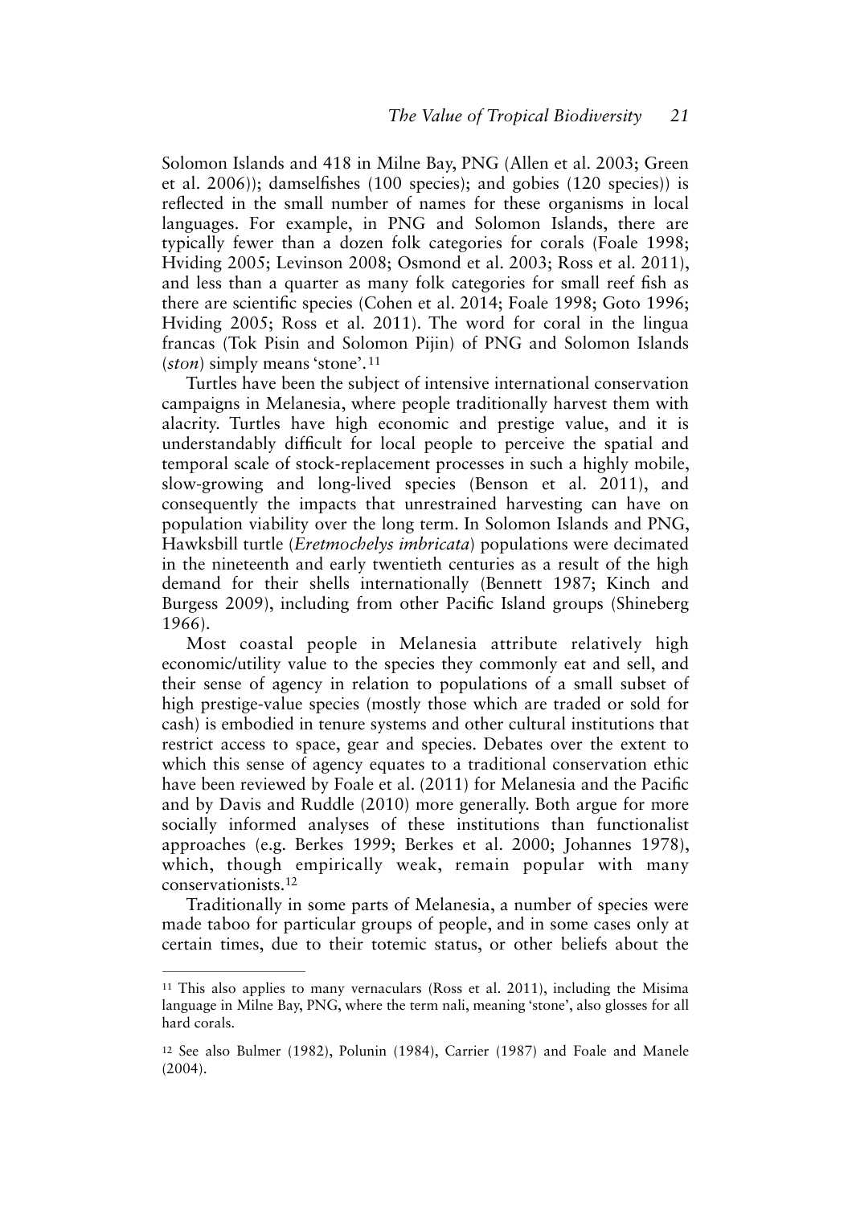Solomon Islands and 418 in Milne Bay, PNG (Allen et al. 2003; Green et al. 2006)); damselfishes (100 species); and gobies (120 species)) is reflected in the small number of names for these organisms in local languages. For example, in PNG and Solomon Islands, there are typically fewer than a dozen folk categories for corals (Foale 1998; Hviding 2005; Levinson 2008; Osmond et al. 2003; Ross et al. 2011), and less than a quarter as many folk categories for small reef fish as there are scientific species (Cohen et al. 2014; Foale 1998; Goto 1996; Hviding 2005; Ross et al. 2011). The word for coral in the lingua francas (Tok Pisin and Solomon Pijin) of PNG and Solomon Islands (*ston*) simply means 'stone'.[11]

Turtles have been the subject of intensive international conservation campaigns in Melanesia, where people traditionally harvest them with alacrity. Turtles have high economic and prestige value, and it is understandably difficult for local people to perceive the spatial and temporal scale of stock-replacement processes in such a highly mobile, slow-growing and long-lived species (Benson et al. 2011), and consequently the impacts that unrestrained harvesting can have on population viability over the long term. In Solomon Islands and PNG, Hawksbill turtle (*Eretmochelys imbricata*) populations were decimated in the nineteenth and early twentieth centuries as a result of the high demand for their shells internationally (Bennett 1987; Kinch and Burgess 2009), including from other Pacific Island groups (Shineberg 1966).

Most coastal people in Melanesia attribute relatively high economic/utility value to the species they commonly eat and sell, and their sense of agency in relation to populations of a small subset of high prestige-value species (mostly those which are traded or sold for cash) is embodied in tenure systems and other cultural institutions that restrict access to space, gear and species. Debates over the extent to which this sense of agency equates to a traditional conservation ethic have been reviewed by Foale et al. (2011) for Melanesia and the Pacific and by Davis and Ruddle (2010) more generally. Both argue for more socially informed analyses of these institutions than functionalist approaches (e.g. Berkes 1999; Berkes et al. 2000; Johannes 1978), which, though empirically weak, remain popular with many conservationists.[12]

Traditionally in some parts of Melanesia, a number of species were made taboo for particular groups of people, and in some cases only at certain times, due to their totemic status, or other beliefs about the

---

[11] This also applies to many vernaculars (Ross et al. 2011), including the Misima language in Milne Bay, PNG, where the term nali, meaning 'stone', also glosses for all hard corals.

[12] See also Bulmer (1982), Polunin (1984), Carrier (1987) and Foale and Manele (2004).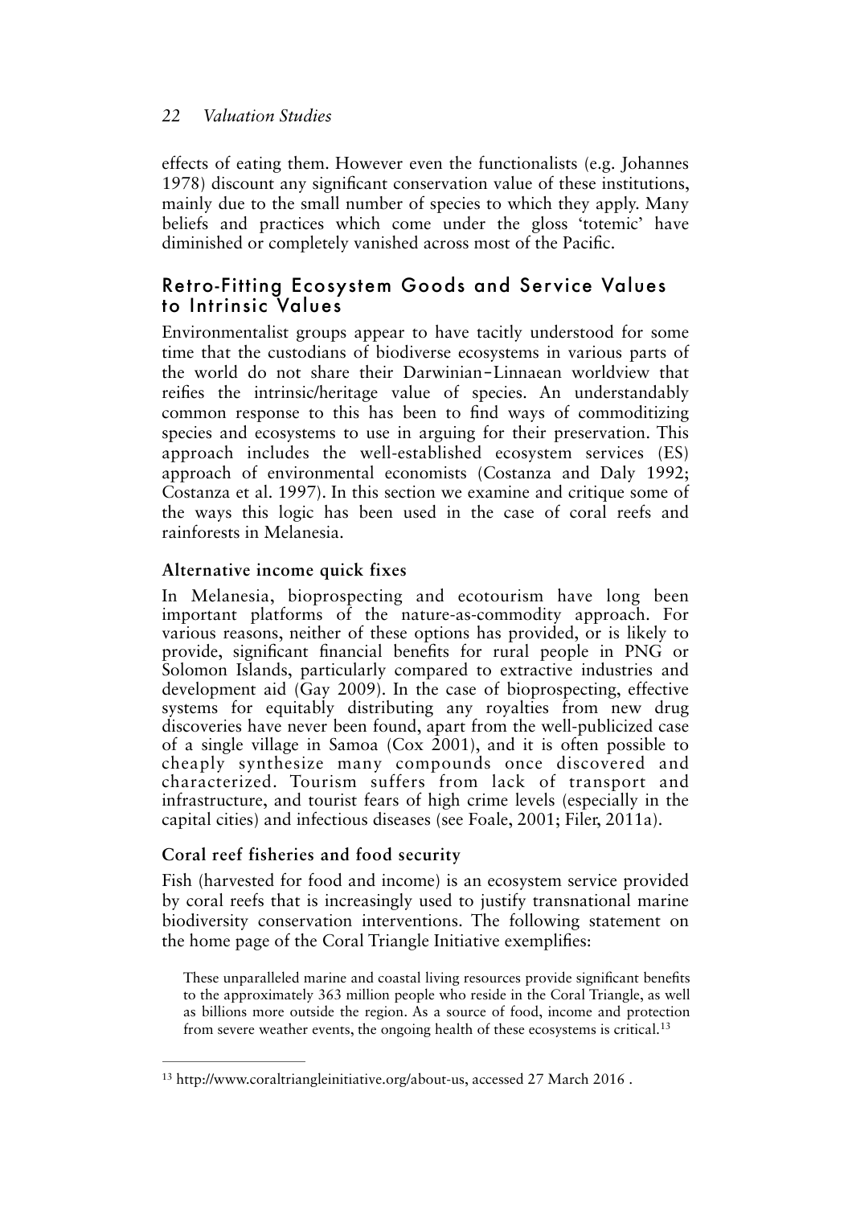effects of eating them. However even the functionalists (e.g. Johannes 1978) discount any significant conservation value of these institutions, mainly due to the small number of species to which they apply. Many beliefs and practices which come under the gloss 'totemic' have diminished or completely vanished across most of the Pacific.

## Retro-Fitting Ecosystem Goods and Service Values to Intrinsic Values

Environmentalist groups appear to have tacitly understood for some time that the custodians of biodiverse ecosystems in various parts of the world do not share their Darwinian–Linnaean worldview that reifies the intrinsic/heritage value of species. An understandably common response to this has been to find ways of commoditizing species and ecosystems to use in arguing for their preservation. This approach includes the well-established ecosystem services (ES) approach of environmental economists (Costanza and Daly 1992; Costanza et al. 1997). In this section we examine and critique some of the ways this logic has been used in the case of coral reefs and rainforests in Melanesia.

### Alternative income quick fixes

In Melanesia, bioprospecting and ecotourism have long been important platforms of the nature-as-commodity approach. For various reasons, neither of these options has provided, or is likely to provide, significant financial benefits for rural people in PNG or Solomon Islands, particularly compared to extractive industries and development aid (Gay 2009). In the case of bioprospecting, effective systems for equitably distributing any royalties from new drug discoveries have never been found, apart from the well-publicized case of a single village in Samoa (Cox 2001), and it is often possible to cheaply synthesize many compounds once discovered and characterized. Tourism suffers from lack of transport and infrastructure, and tourist fears of high crime levels (especially in the capital cities) and infectious diseases (see Foale, 2001; Filer, 2011a).

### Coral reef fisheries and food security

Fish (harvested for food and income) is an ecosystem service provided by coral reefs that is increasingly used to justify transnational marine biodiversity conservation interventions. The following statement on the home page of the Coral Triangle Initiative exemplifies:

> These unparalleled marine and coastal living resources provide significant benefits to the approximately 363 million people who reside in the Coral Triangle, as well as billions more outside the region. As a source of food, income and protection from severe weather events, the ongoing health of these ecosystems is critical.[13]

[13] http://www.coraltriangleinitiative.org/about-us, accessed 27 March 2016 .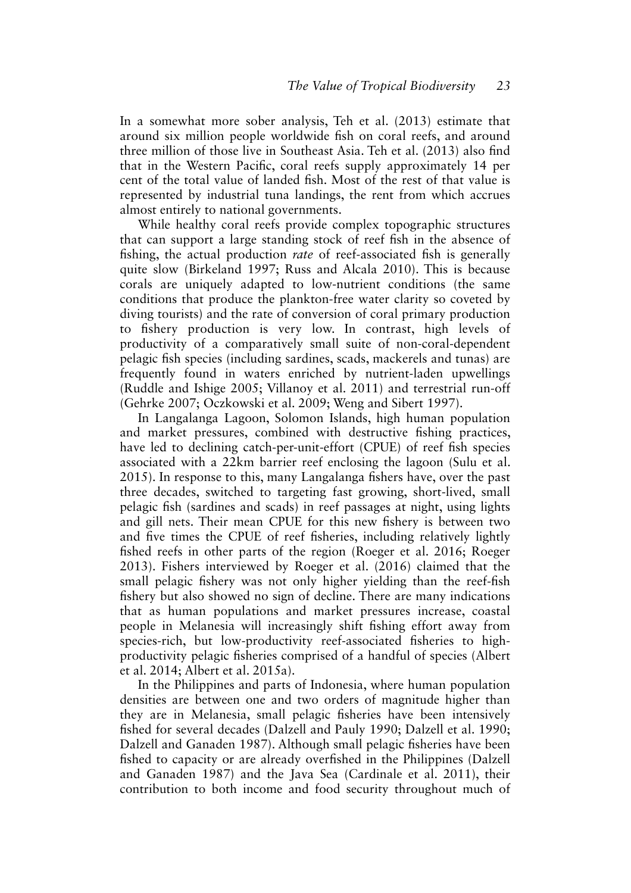In a somewhat more sober analysis, Teh et al. (2013) estimate that around six million people worldwide fish on coral reefs, and around three million of those live in Southeast Asia. Teh et al. (2013) also find that in the Western Pacific, coral reefs supply approximately 14 per cent of the total value of landed fish. Most of the rest of that value is represented by industrial tuna landings, the rent from which accrues almost entirely to national governments.

While healthy coral reefs provide complex topographic structures that can support a large standing stock of reef fish in the absence of fishing, the actual production *rate* of reef-associated fish is generally quite slow (Birkeland 1997; Russ and Alcala 2010). This is because corals are uniquely adapted to low-nutrient conditions (the same conditions that produce the plankton-free water clarity so coveted by diving tourists) and the rate of conversion of coral primary production to fishery production is very low. In contrast, high levels of productivity of a comparatively small suite of non-coral-dependent pelagic fish species (including sardines, scads, mackerels and tunas) are frequently found in waters enriched by nutrient-laden upwellings (Ruddle and Ishige 2005; Villanoy et al. 2011) and terrestrial run-off (Gehrke 2007; Oczkowski et al. 2009; Weng and Sibert 1997).

In Langalanga Lagoon, Solomon Islands, high human population and market pressures, combined with destructive fishing practices, have led to declining catch-per-unit-effort (CPUE) of reef fish species associated with a 22km barrier reef enclosing the lagoon (Sulu et al. 2015). In response to this, many Langalanga fishers have, over the past three decades, switched to targeting fast growing, short-lived, small pelagic fish (sardines and scads) in reef passages at night, using lights and gill nets. Their mean CPUE for this new fishery is between two and five times the CPUE of reef fisheries, including relatively lightly fished reefs in other parts of the region (Roeger et al. 2016; Roeger 2013). Fishers interviewed by Roeger et al. (2016) claimed that the small pelagic fishery was not only higher yielding than the reef-fish fishery but also showed no sign of decline. There are many indications that as human populations and market pressures increase, coastal people in Melanesia will increasingly shift fishing effort away from species-rich, but low-productivity reef-associated fisheries to high-productivity pelagic fisheries comprised of a handful of species (Albert et al. 2014; Albert et al. 2015a).

In the Philippines and parts of Indonesia, where human population densities are between one and two orders of magnitude higher than they are in Melanesia, small pelagic fisheries have been intensively fished for several decades (Dalzell and Pauly 1990; Dalzell et al. 1990; Dalzell and Ganaden 1987). Although small pelagic fisheries have been fished to capacity or are already overfished in the Philippines (Dalzell and Ganaden 1987) and the Java Sea (Cardinale et al. 2011), their contribution to both income and food security throughout much of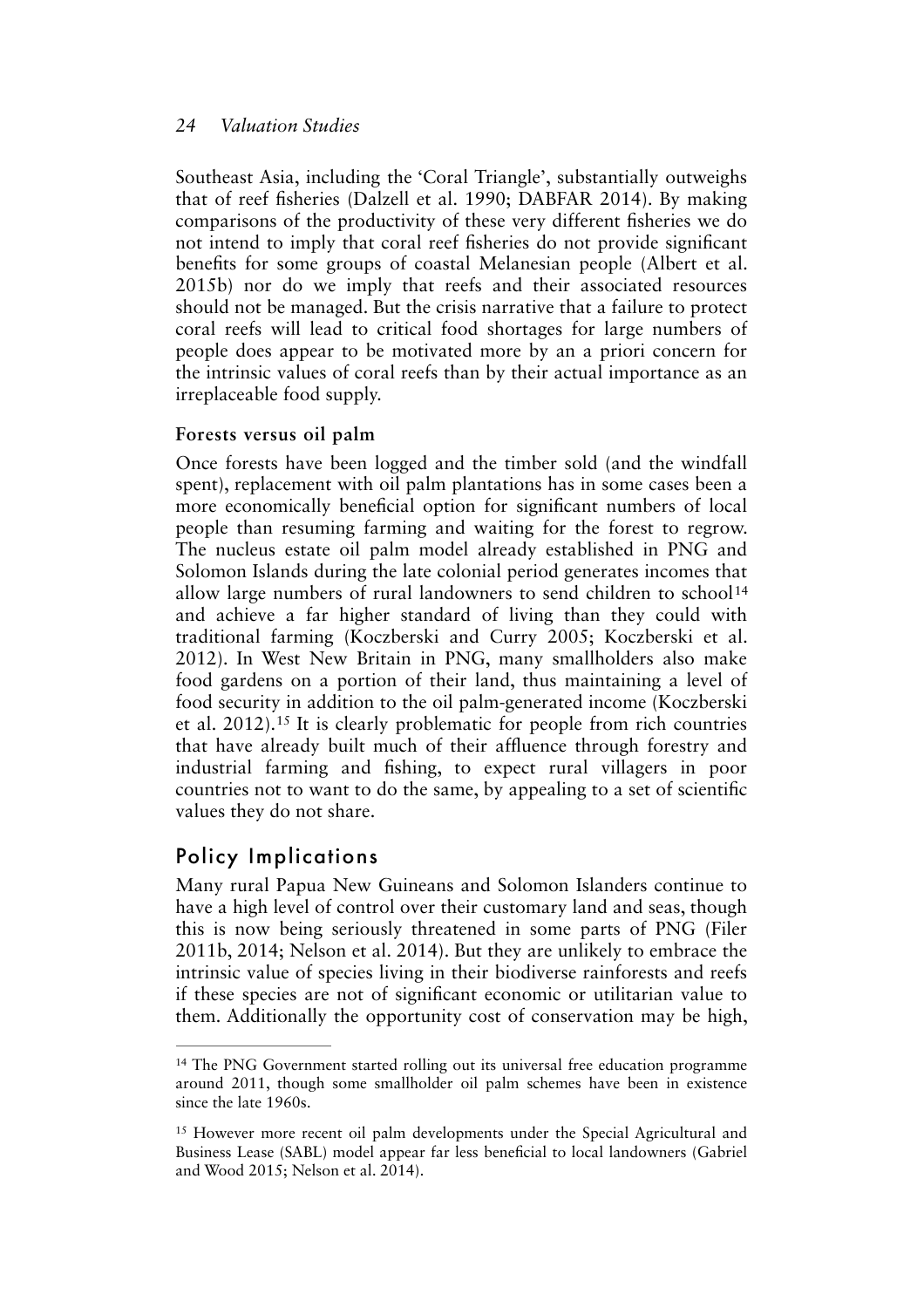Southeast Asia, including the 'Coral Triangle', substantially outweighs that of reef fisheries (Dalzell et al. 1990; DABFAR 2014). By making comparisons of the productivity of these very different fisheries we do not intend to imply that coral reef fisheries do not provide significant benefits for some groups of coastal Melanesian people (Albert et al. 2015b) nor do we imply that reefs and their associated resources should not be managed. But the crisis narrative that a failure to protect coral reefs will lead to critical food shortages for large numbers of people does appear to be motivated more by an a priori concern for the intrinsic values of coral reefs than by their actual importance as an irreplaceable food supply.

### Forests versus oil palm

Once forests have been logged and the timber sold (and the windfall spent), replacement with oil palm plantations has in some cases been a more economically beneficial option for significant numbers of local people than resuming farming and waiting for the forest to regrow. The nucleus estate oil palm model already established in PNG and Solomon Islands during the late colonial period generates incomes that allow large numbers of rural landowners to send children to school[14] and achieve a far higher standard of living than they could with traditional farming (Koczberski and Curry 2005; Koczberski et al. 2012). In West New Britain in PNG, many smallholders also make food gardens on a portion of their land, thus maintaining a level of food security in addition to the oil palm-generated income (Koczberski et al. 2012).[15] It is clearly problematic for people from rich countries that have already built much of their affluence through forestry and industrial farming and fishing, to expect rural villagers in poor countries not to want to do the same, by appealing to a set of scientific values they do not share.

## Policy Implications

Many rural Papua New Guineans and Solomon Islanders continue to have a high level of control over their customary land and seas, though this is now being seriously threatened in some parts of PNG (Filer 2011b, 2014; Nelson et al. 2014). But they are unlikely to embrace the intrinsic value of species living in their biodiverse rainforests and reefs if these species are not of significant economic or utilitarian value to them. Additionally the opportunity cost of conservation may be high,

---

[14] The PNG Government started rolling out its universal free education programme around 2011, though some smallholder oil palm schemes have been in existence since the late 1960s.

[15] However more recent oil palm developments under the Special Agricultural and Business Lease (SABL) model appear far less beneficial to local landowners (Gabriel and Wood 2015; Nelson et al. 2014).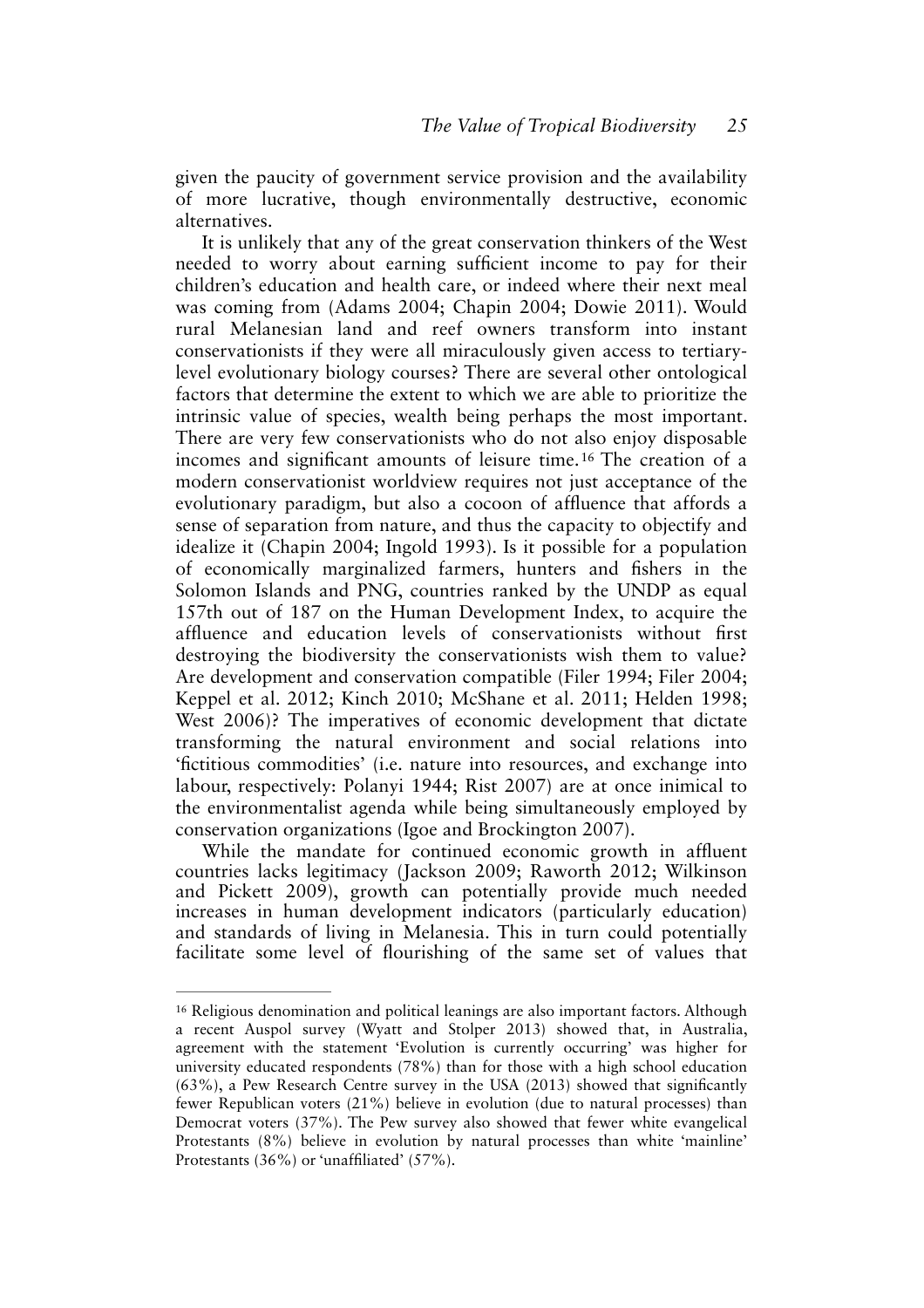given the paucity of government service provision and the availability of more lucrative, though environmentally destructive, economic alternatives.

It is unlikely that any of the great conservation thinkers of the West needed to worry about earning sufficient income to pay for their children's education and health care, or indeed where their next meal was coming from (Adams 2004; Chapin 2004; Dowie 2011). Would rural Melanesian land and reef owners transform into instant conservationists if they were all miraculously given access to tertiary-level evolutionary biology courses? There are several other ontological factors that determine the extent to which we are able to prioritize the intrinsic value of species, wealth being perhaps the most important. There are very few conservationists who do not also enjoy disposable incomes and significant amounts of leisure time.[16] The creation of a modern conservationist worldview requires not just acceptance of the evolutionary paradigm, but also a cocoon of affluence that affords a sense of separation from nature, and thus the capacity to objectify and idealize it (Chapin 2004; Ingold 1993). Is it possible for a population of economically marginalized farmers, hunters and fishers in the Solomon Islands and PNG, countries ranked by the UNDP as equal 157th out of 187 on the Human Development Index, to acquire the affluence and education levels of conservationists without first destroying the biodiversity the conservationists wish them to value? Are development and conservation compatible (Filer 1994; Filer 2004; Keppel et al. 2012; Kinch 2010; McShane et al. 2011; Helden 1998; West 2006)? The imperatives of economic development that dictate transforming the natural environment and social relations into 'fictitious commodities' (i.e. nature into resources, and exchange into labour, respectively: Polanyi 1944; Rist 2007) are at once inimical to the environmentalist agenda while being simultaneously employed by conservation organizations (Igoe and Brockington 2007).

While the mandate for continued economic growth in affluent countries lacks legitimacy (Jackson 2009; Raworth 2012; Wilkinson and Pickett 2009), growth can potentially provide much needed increases in human development indicators (particularly education) and standards of living in Melanesia. This in turn could potentially facilitate some level of flourishing of the same set of values that

---

[16] Religious denomination and political leanings are also important factors. Although a recent Auspol survey (Wyatt and Stolper 2013) showed that, in Australia, agreement with the statement 'Evolution is currently occurring' was higher for university educated respondents (78%) than for those with a high school education (63%), a Pew Research Centre survey in the USA (2013) showed that significantly fewer Republican voters (21%) believe in evolution (due to natural processes) than Democrat voters (37%). The Pew survey also showed that fewer white evangelical Protestants (8%) believe in evolution by natural processes than white 'mainline' Protestants (36%) or 'unaffiliated' (57%).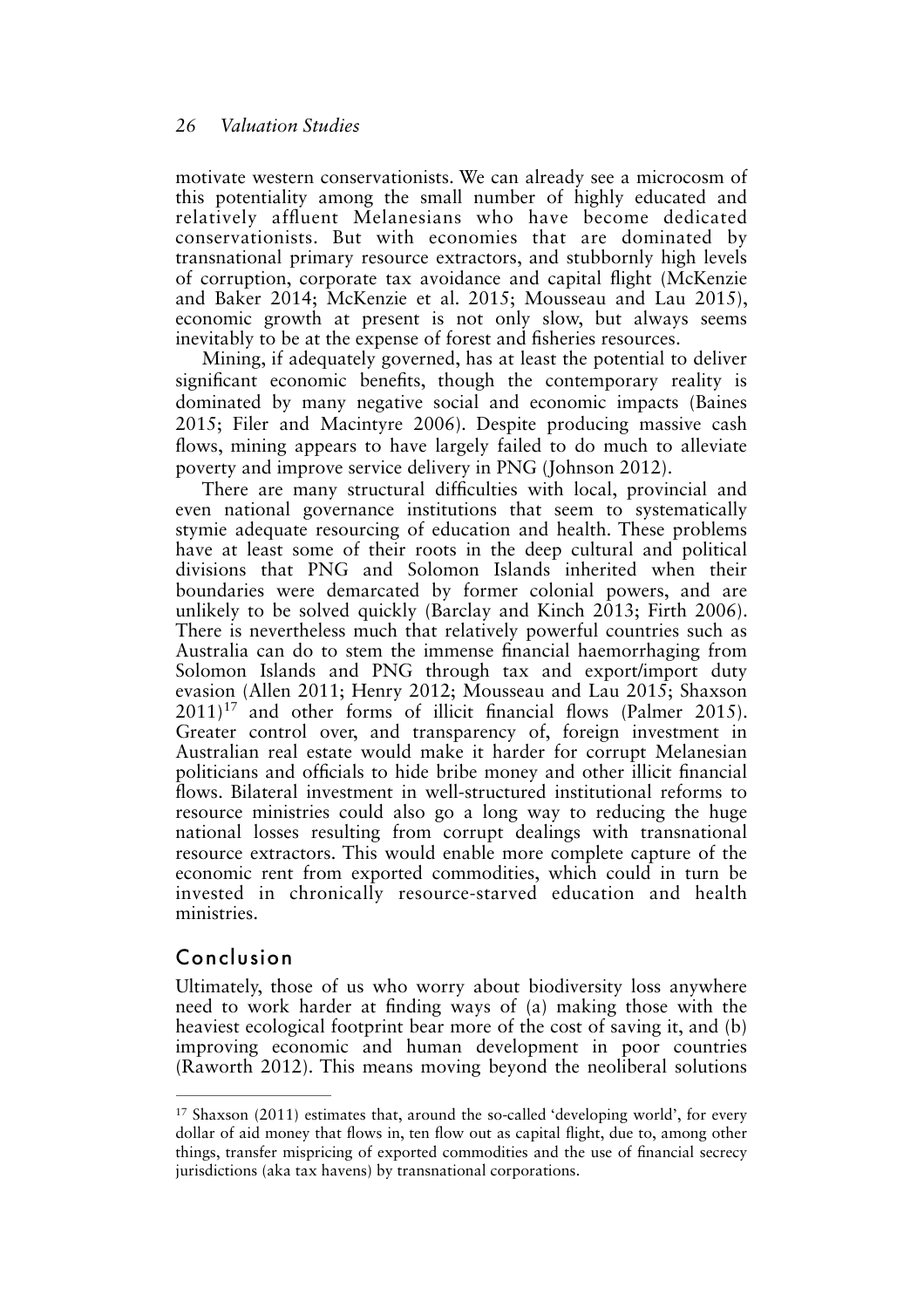motivate western conservationists. We can already see a microcosm of this potentiality among the small number of highly educated and relatively affluent Melanesians who have become dedicated conservationists. But with economies that are dominated by transnational primary resource extractors, and stubbornly high levels of corruption, corporate tax avoidance and capital flight (McKenzie and Baker 2014; McKenzie et al. 2015; Mousseau and Lau 2015), economic growth at present is not only slow, but always seems inevitably to be at the expense of forest and fisheries resources.

Mining, if adequately governed, has at least the potential to deliver significant economic benefits, though the contemporary reality is dominated by many negative social and economic impacts (Baines 2015; Filer and Macintyre 2006). Despite producing massive cash flows, mining appears to have largely failed to do much to alleviate poverty and improve service delivery in PNG (Johnson 2012).

There are many structural difficulties with local, provincial and even national governance institutions that seem to systematically stymie adequate resourcing of education and health. These problems have at least some of their roots in the deep cultural and political divisions that PNG and Solomon Islands inherited when their boundaries were demarcated by former colonial powers, and are unlikely to be solved quickly (Barclay and Kinch 2013; Firth 2006). There is nevertheless much that relatively powerful countries such as Australia can do to stem the immense financial haemorrhaging from Solomon Islands and PNG through tax and export/import duty evasion (Allen 2011; Henry 2012; Mousseau and Lau 2015; Shaxson 2011)[17] and other forms of illicit financial flows (Palmer 2015). Greater control over, and transparency of, foreign investment in Australian real estate would make it harder for corrupt Melanesian politicians and officials to hide bribe money and other illicit financial flows. Bilateral investment in well-structured institutional reforms to resource ministries could also go a long way to reducing the huge national losses resulting from corrupt dealings with transnational resource extractors. This would enable more complete capture of the economic rent from exported commodities, which could in turn be invested in chronically resource-starved education and health ministries.

## Conclusion

Ultimately, those of us who worry about biodiversity loss anywhere need to work harder at finding ways of (a) making those with the heaviest ecological footprint bear more of the cost of saving it, and (b) improving economic and human development in poor countries (Raworth 2012). This means moving beyond the neoliberal solutions

---

[17] Shaxson (2011) estimates that, around the so-called 'developing world', for every dollar of aid money that flows in, ten flow out as capital flight, due to, among other things, transfer mispricing of exported commodities and the use of financial secrecy jurisdictions (aka tax havens) by transnational corporations.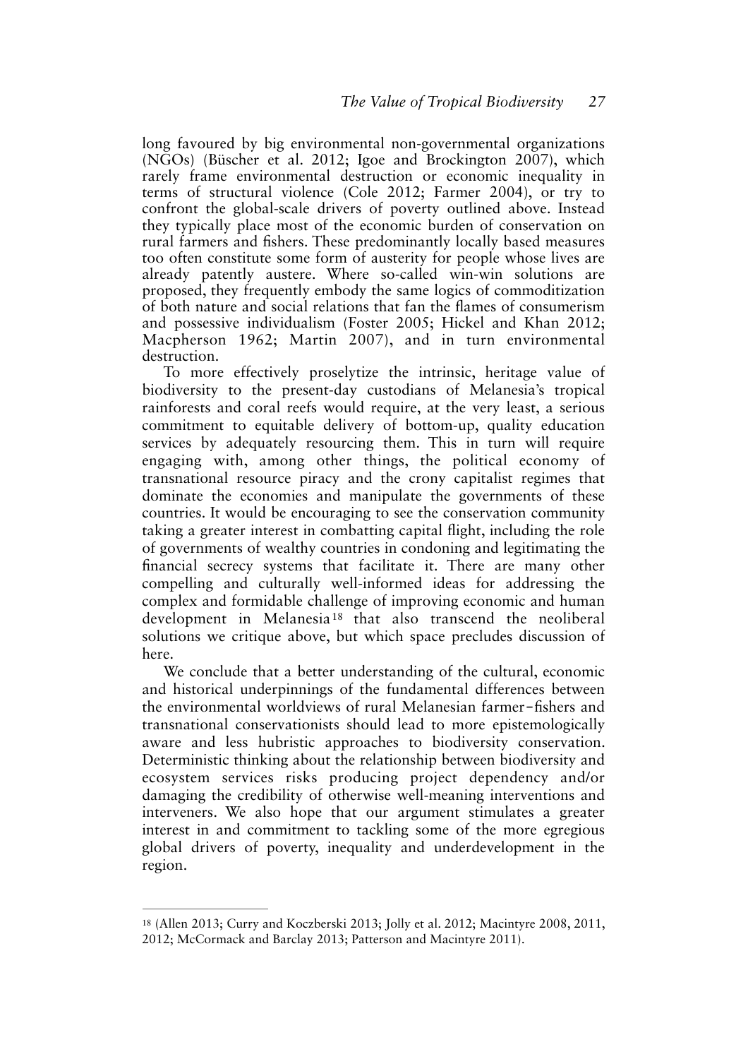long favoured by big environmental non-governmental organizations (NGOs) (Büscher et al. 2012; Igoe and Brockington 2007), which rarely frame environmental destruction or economic inequality in terms of structural violence (Cole 2012; Farmer 2004), or try to confront the global-scale drivers of poverty outlined above. Instead they typically place most of the economic burden of conservation on rural farmers and fishers. These predominantly locally based measures too often constitute some form of austerity for people whose lives are already patently austere. Where so-called win-win solutions are proposed, they frequently embody the same logics of commoditization of both nature and social relations that fan the flames of consumerism and possessive individualism (Foster 2005; Hickel and Khan 2012; Macpherson 1962; Martin 2007), and in turn environmental destruction.

To more effectively proselytize the intrinsic, heritage value of biodiversity to the present-day custodians of Melanesia's tropical rainforests and coral reefs would require, at the very least, a serious commitment to equitable delivery of bottom-up, quality education services by adequately resourcing them. This in turn will require engaging with, among other things, the political economy of transnational resource piracy and the crony capitalist regimes that dominate the economies and manipulate the governments of these countries. It would be encouraging to see the conservation community taking a greater interest in combatting capital flight, including the role of governments of wealthy countries in condoning and legitimating the financial secrecy systems that facilitate it. There are many other compelling and culturally well-informed ideas for addressing the complex and formidable challenge of improving economic and human development in Melanesia[18] that also transcend the neoliberal solutions we critique above, but which space precludes discussion of here.

We conclude that a better understanding of the cultural, economic and historical underpinnings of the fundamental differences between the environmental worldviews of rural Melanesian farmer–fishers and transnational conservationists should lead to more epistemologically aware and less hubristic approaches to biodiversity conservation. Deterministic thinking about the relationship between biodiversity and ecosystem services risks producing project dependency and/or damaging the credibility of otherwise well-meaning interventions and interveners. We also hope that our argument stimulates a greater interest in and commitment to tackling some of the more egregious global drivers of poverty, inequality and underdevelopment in the region.

---

[18] (Allen 2013; Curry and Koczberski 2013; Jolly et al. 2012; Macintyre 2008, 2011, 2012; McCormack and Barclay 2013; Patterson and Macintyre 2011).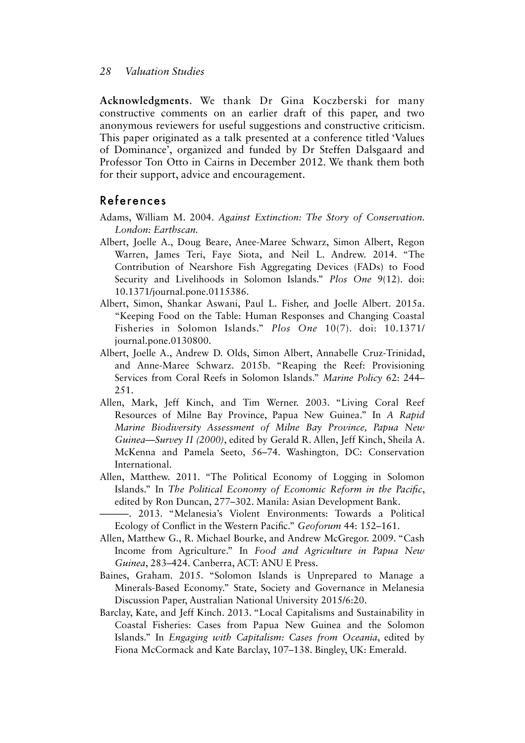**Acknowledgments**. We thank Dr Gina Koczberski for many constructive comments on an earlier draft of this paper, and two anonymous reviewers for useful suggestions and constructive criticism. This paper originated as a talk presented at a conference titled 'Values of Dominance', organized and funded by Dr Steffen Dalsgaard and Professor Ton Otto in Cairns in December 2012. We thank them both for their support, advice and encouragement.

## References

Adams, William M. 2004. *Against Extinction: The Story of Conservation. London: Earthscan.*

Albert, Joelle A., Doug Beare, Anee-Maree Schwarz, Simon Albert, Regon Warren, James Teri, Faye Siota, and Neil L. Andrew. 2014. "The Contribution of Nearshore Fish Aggregating Devices (FADs) to Food Security and Livelihoods in Solomon Islands." *Plos One* 9(12). doi: 10.1371/journal.pone.0115386.

Albert, Simon, Shankar Aswani, Paul L. Fisher, and Joelle Albert. 2015a. "Keeping Food on the Table: Human Responses and Changing Coastal Fisheries in Solomon Islands." *Plos One* 10(7). doi: 10.1371/journal.pone.0130800.

Albert, Joelle A., Andrew D. Olds, Simon Albert, Annabelle Cruz-Trinidad, and Anne-Maree Schwarz. 2015b. "Reaping the Reef: Provisioning Services from Coral Reefs in Solomon Islands." *Marine Policy* 62: 244–251.

Allen, Mark, Jeff Kinch, and Tim Werner. 2003. "Living Coral Reef Resources of Milne Bay Province, Papua New Guinea." In *A Rapid Marine Biodiversity Assessment of Milne Bay Province, Papua New Guinea—Survey II (2000)*, edited by Gerald R. Allen, Jeff Kinch, Sheila A. McKenna and Pamela Seeto, 56–74. Washington, DC: Conservation International.

Allen, Matthew. 2011. "The Political Economy of Logging in Solomon Islands." In *The Political Economy of Economic Reform in the Pacific*, edited by Ron Duncan, 277–302. Manila: Asian Development Bank.

———. 2013. "Melanesia's Violent Environments: Towards a Political Ecology of Conflict in the Western Pacific." *Geoforum* 44: 152–161.

Allen, Matthew G., R. Michael Bourke, and Andrew McGregor. 2009. "Cash Income from Agriculture." In *Food and Agriculture in Papua New Guinea*, 283–424. Canberra, ACT: ANU E Press.

Baines, Graham. 2015. "Solomon Islands is Unprepared to Manage a Minerals-Based Economy." State, Society and Governance in Melanesia Discussion Paper, Australian National University 2015/6:20.

Barclay, Kate, and Jeff Kinch. 2013. "Local Capitalisms and Sustainability in Coastal Fisheries: Cases from Papua New Guinea and the Solomon Islands." In *Engaging with Capitalism: Cases from Oceania*, edited by Fiona McCormack and Kate Barclay, 107–138. Bingley, UK: Emerald.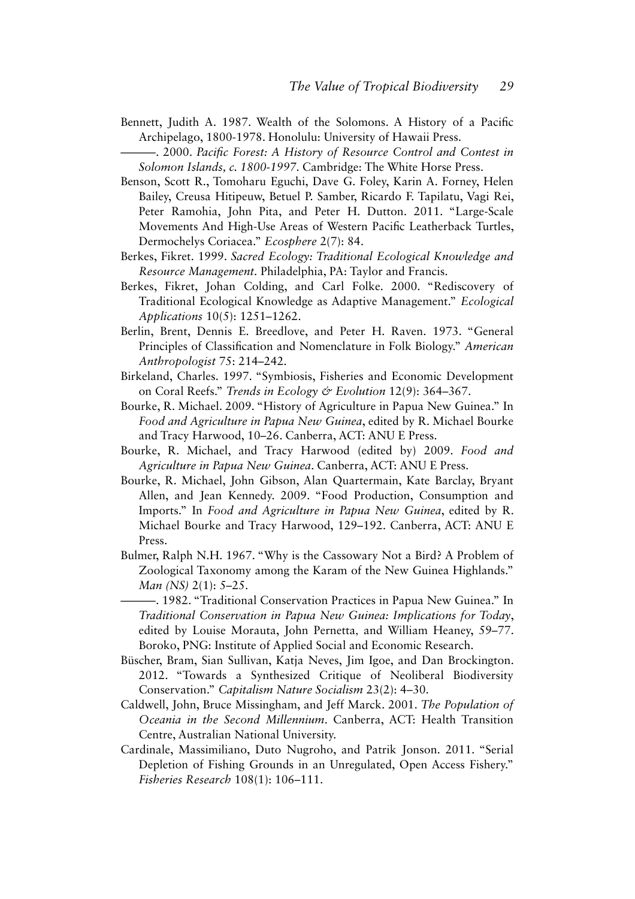Bennett, Judith A. 1987. Wealth of the Solomons. A History of a Pacific Archipelago, 1800-1978. Honolulu: University of Hawaii Press.

———. 2000. *Pacific Forest: A History of Resource Control and Contest in Solomon Islands, c. 1800-1997*. Cambridge: The White Horse Press.

Benson, Scott R., Tomoharu Eguchi, Dave G. Foley, Karin A. Forney, Helen Bailey, Creusa Hitipeuw, Betuel P. Samber, Ricardo F. Tapilatu, Vagi Rei, Peter Ramohia, John Pita, and Peter H. Dutton. 2011. "Large-Scale Movements And High-Use Areas of Western Pacific Leatherback Turtles, Dermochelys Coriacea." *Ecosphere* 2(7): 84.

Berkes, Fikret. 1999. *Sacred Ecology: Traditional Ecological Knowledge and Resource Management*. Philadelphia, PA: Taylor and Francis.

Berkes, Fikret, Johan Colding, and Carl Folke. 2000. "Rediscovery of Traditional Ecological Knowledge as Adaptive Management." *Ecological Applications* 10(5): 1251–1262.

Berlin, Brent, Dennis E. Breedlove, and Peter H. Raven. 1973. "General Principles of Classification and Nomenclature in Folk Biology." *American Anthropologist* 75: 214–242.

Birkeland, Charles. 1997. "Symbiosis, Fisheries and Economic Development on Coral Reefs." *Trends in Ecology & Evolution* 12(9): 364–367.

Bourke, R. Michael. 2009. "History of Agriculture in Papua New Guinea." In *Food and Agriculture in Papua New Guinea*, edited by R. Michael Bourke and Tracy Harwood, 10–26. Canberra, ACT: ANU E Press.

Bourke, R. Michael, and Tracy Harwood (edited by) 2009. *Food and Agriculture in Papua New Guinea*. Canberra, ACT: ANU E Press.

Bourke, R. Michael, John Gibson, Alan Quartermain, Kate Barclay, Bryant Allen, and Jean Kennedy. 2009. "Food Production, Consumption and Imports." In *Food and Agriculture in Papua New Guinea*, edited by R. Michael Bourke and Tracy Harwood, 129–192. Canberra, ACT: ANU E Press.

Bulmer, Ralph N.H. 1967. "Why is the Cassowary Not a Bird? A Problem of Zoological Taxonomy among the Karam of the New Guinea Highlands." *Man (NS)* 2(1): 5–25.

———. 1982. "Traditional Conservation Practices in Papua New Guinea." In *Traditional Conservation in Papua New Guinea: Implications for Today*, edited by Louise Morauta, John Pernetta, and William Heaney, 59–77. Boroko, PNG: Institute of Applied Social and Economic Research.

Büscher, Bram, Sian Sullivan, Katja Neves, Jim Igoe, and Dan Brockington. 2012. "Towards a Synthesized Critique of Neoliberal Biodiversity Conservation." *Capitalism Nature Socialism* 23(2): 4–30.

Caldwell, John, Bruce Missingham, and Jeff Marck. 2001. *The Population of Oceania in the Second Millennium*. Canberra, ACT: Health Transition Centre, Australian National University.

Cardinale, Massimiliano, Duto Nugroho, and Patrik Jonson. 2011. "Serial Depletion of Fishing Grounds in an Unregulated, Open Access Fishery." *Fisheries Research* 108(1): 106–111.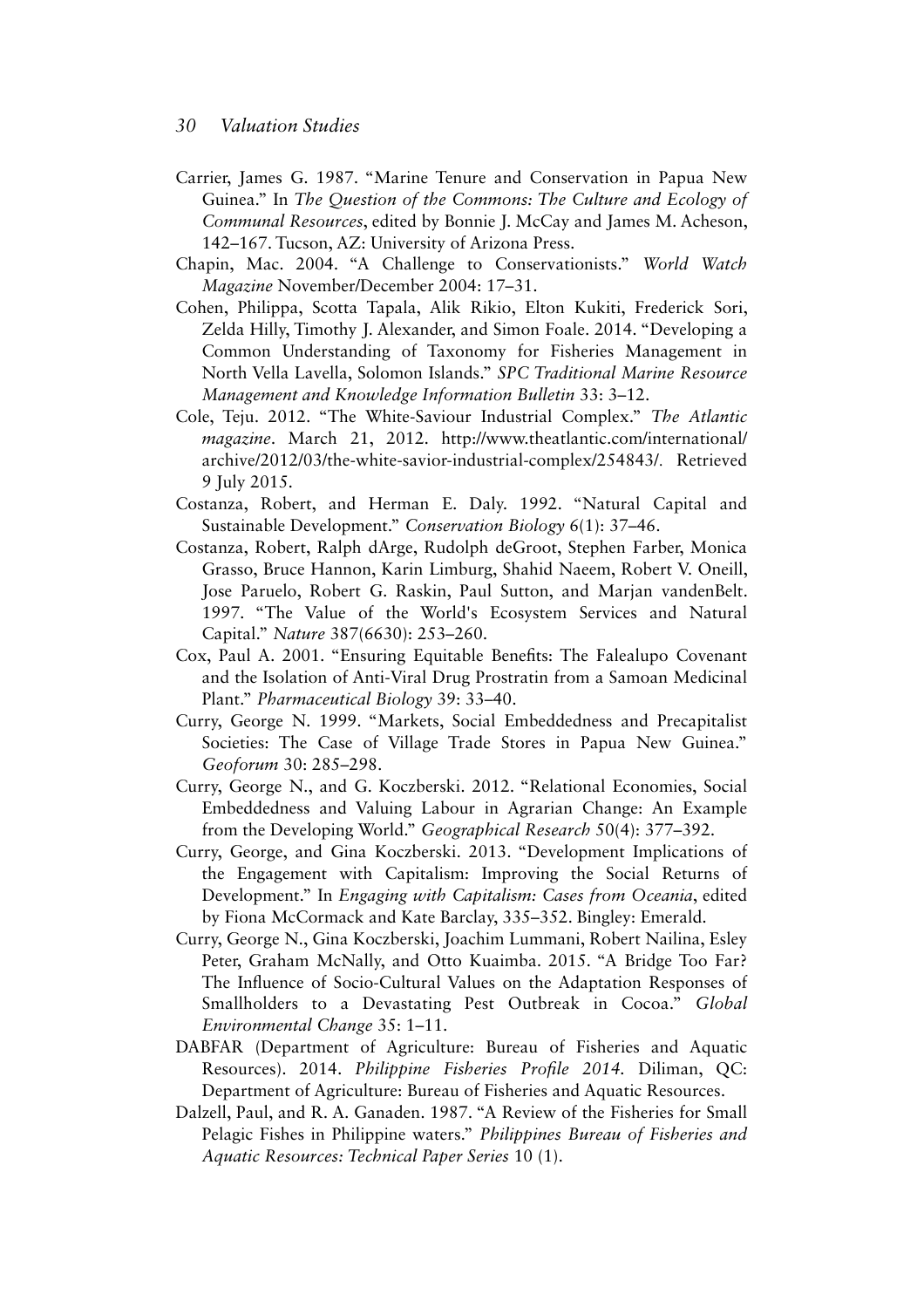Carrier, James G. 1987. "Marine Tenure and Conservation in Papua New Guinea." In *The Question of the Commons: The Culture and Ecology of Communal Resources*, edited by Bonnie J. McCay and James M. Acheson, 142–167. Tucson, AZ: University of Arizona Press.

Chapin, Mac. 2004. "A Challenge to Conservationists." *World Watch Magazine* November/December 2004: 17–31.

Cohen, Philippa, Scotta Tapala, Alik Rikio, Elton Kukiti, Frederick Sori, Zelda Hilly, Timothy J. Alexander, and Simon Foale. 2014. "Developing a Common Understanding of Taxonomy for Fisheries Management in North Vella Lavella, Solomon Islands." *SPC Traditional Marine Resource Management and Knowledge Information Bulletin* 33: 3–12.

Cole, Teju. 2012. "The White-Saviour Industrial Complex." *The Atlantic magazine*. March 21, 2012. http://www.theatlantic.com/international/archive/2012/03/the-white-savior-industrial-complex/254843/. Retrieved 9 July 2015.

Costanza, Robert, and Herman E. Daly. 1992. "Natural Capital and Sustainable Development." *Conservation Biology* 6(1): 37–46.

Costanza, Robert, Ralph dArge, Rudolph deGroot, Stephen Farber, Monica Grasso, Bruce Hannon, Karin Limburg, Shahid Naeem, Robert V. Oneill, Jose Paruelo, Robert G. Raskin, Paul Sutton, and Marjan vandenBelt. 1997. "The Value of the World's Ecosystem Services and Natural Capital." *Nature* 387(6630): 253–260.

Cox, Paul A. 2001. "Ensuring Equitable Benefits: The Falealupo Covenant and the Isolation of Anti-Viral Drug Prostratin from a Samoan Medicinal Plant." *Pharmaceutical Biology* 39: 33–40.

Curry, George N. 1999. "Markets, Social Embeddedness and Precapitalist Societies: The Case of Village Trade Stores in Papua New Guinea." *Geoforum* 30: 285–298.

Curry, George N., and G. Koczberski. 2012. "Relational Economies, Social Embeddedness and Valuing Labour in Agrarian Change: An Example from the Developing World." *Geographical Research* 50(4): 377–392.

Curry, George, and Gina Koczberski. 2013. "Development Implications of the Engagement with Capitalism: Improving the Social Returns of Development." In *Engaging with Capitalism: Cases from Oceania*, edited by Fiona McCormack and Kate Barclay, 335–352. Bingley: Emerald.

Curry, George N., Gina Koczberski, Joachim Lummani, Robert Nailina, Esley Peter, Graham McNally, and Otto Kuaimba. 2015. "A Bridge Too Far? The Influence of Socio-Cultural Values on the Adaptation Responses of Smallholders to a Devastating Pest Outbreak in Cocoa." *Global Environmental Change* 35: 1–11.

DABFAR (Department of Agriculture: Bureau of Fisheries and Aquatic Resources). 2014. *Philippine Fisheries Profile 2014*. Diliman, QC: Department of Agriculture: Bureau of Fisheries and Aquatic Resources.

Dalzell, Paul, and R. A. Ganaden. 1987. "A Review of the Fisheries for Small Pelagic Fishes in Philippine waters." *Philippines Bureau of Fisheries and Aquatic Resources: Technical Paper Series* 10 (1).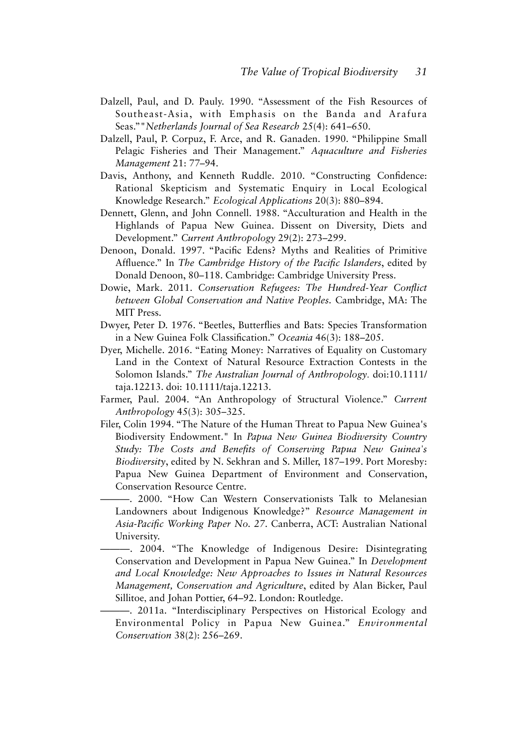Dalzell, Paul, and D. Pauly. 1990. "Assessment of the Fish Resources of Southeast-Asia, with Emphasis on the Banda and Arafura Seas." "*Netherlands Journal of Sea Research* 25(4): 641–650.

Dalzell, Paul, P. Corpuz, F. Arce, and R. Ganaden. 1990. "Philippine Small Pelagic Fisheries and Their Management." *Aquaculture and Fisheries Management* 21: 77–94.

Davis, Anthony, and Kenneth Ruddle. 2010. "Constructing Confidence: Rational Skepticism and Systematic Enquiry in Local Ecological Knowledge Research." *Ecological Applications* 20(3): 880–894.

Dennett, Glenn, and John Connell. 1988. "Acculturation and Health in the Highlands of Papua New Guinea. Dissent on Diversity, Diets and Development." *Current Anthropology* 29(2): 273–299.

Denoon, Donald. 1997. "Pacific Edens? Myths and Realities of Primitive Affluence." In *The Cambridge History of the Pacific Islanders*, edited by Donald Denoon, 80–118. Cambridge: Cambridge University Press.

Dowie, Mark. 2011. *Conservation Refugees: The Hundred-Year Conflict between Global Conservation and Native Peoples*. Cambridge, MA: The MIT Press.

Dwyer, Peter D. 1976. "Beetles, Butterflies and Bats: Species Transformation in a New Guinea Folk Classification." *Oceania* 46(3): 188–205.

Dyer, Michelle. 2016. "Eating Money: Narratives of Equality on Customary Land in the Context of Natural Resource Extraction Contests in the Solomon Islands." *The Australian Journal of Anthropology*. doi:10.1111/taja.12213. doi: 10.1111/taja.12213.

Farmer, Paul. 2004. "An Anthropology of Structural Violence." *Current Anthropology* 45(3): 305–325.

Filer, Colin 1994. "The Nature of the Human Threat to Papua New Guinea's Biodiversity Endowment." In *Papua New Guinea Biodiversity Country Study: The Costs and Benefits of Conserving Papua New Guinea's Biodiversity*, edited by N. Sekhran and S. Miller, 187–199. Port Moresby: Papua New Guinea Department of Environment and Conservation, Conservation Resource Centre.

———. 2000. "How Can Western Conservationists Talk to Melanesian Landowners about Indigenous Knowledge?" *Resource Management in Asia-Pacific Working Paper No. 27*. Canberra, ACT: Australian National University.

———. 2004. "The Knowledge of Indigenous Desire: Disintegrating Conservation and Development in Papua New Guinea." In *Development and Local Knowledge: New Approaches to Issues in Natural Resources Management, Conservation and Agriculture*, edited by Alan Bicker, Paul Sillitoe, and Johan Pottier, 64–92. London: Routledge.

———. 2011a. "Interdisciplinary Perspectives on Historical Ecology and Environmental Policy in Papua New Guinea." *Environmental Conservation* 38(2): 256–269.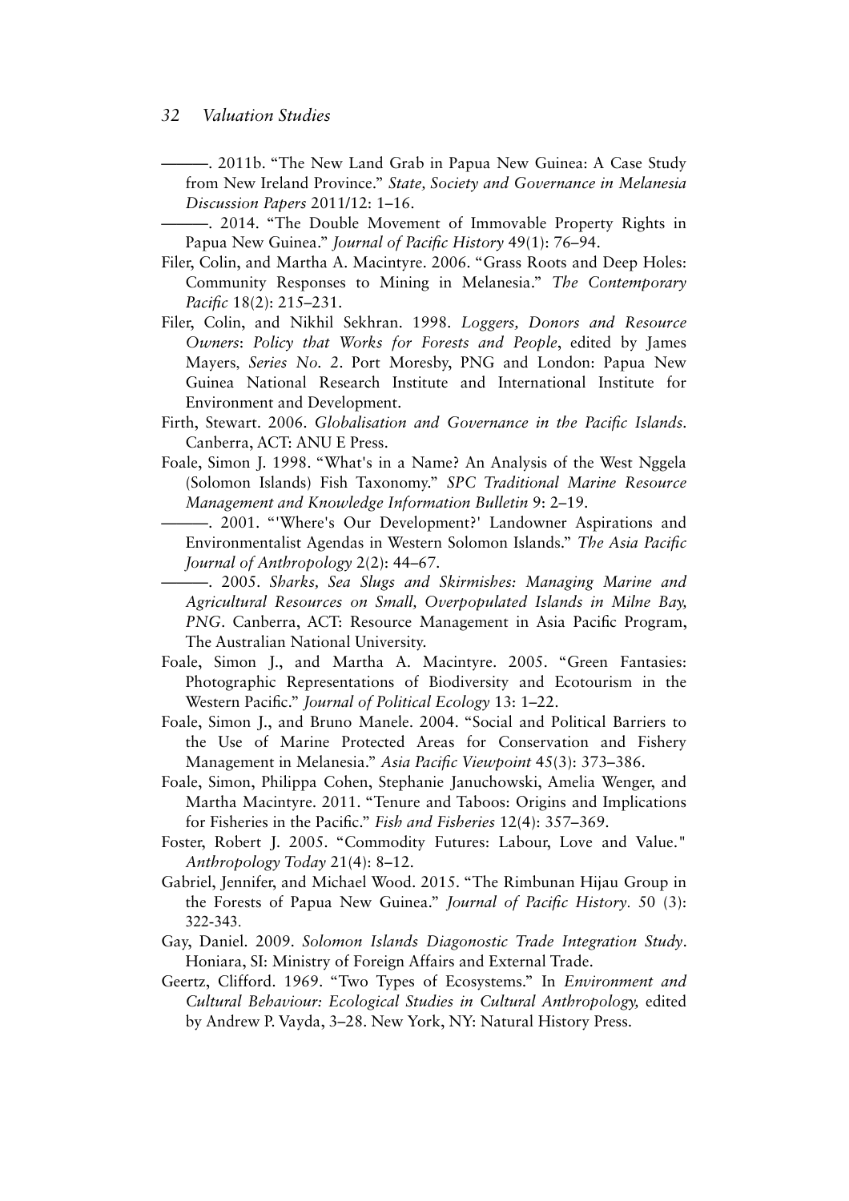———. 2011b. "The New Land Grab in Papua New Guinea: A Case Study from New Ireland Province." *State, Society and Governance in Melanesia Discussion Papers* 2011/12: 1–16.

———. 2014. "The Double Movement of Immovable Property Rights in Papua New Guinea." *Journal of Pacific History* 49(1): 76–94.

Filer, Colin, and Martha A. Macintyre. 2006. "Grass Roots and Deep Holes: Community Responses to Mining in Melanesia." *The Contemporary Pacific* 18(2): 215–231.

Filer, Colin, and Nikhil Sekhran. 1998. *Loggers, Donors and Resource Owners*: *Policy that Works for Forests and People*, edited by James Mayers, *Series No. 2*. Port Moresby, PNG and London: Papua New Guinea National Research Institute and International Institute for Environment and Development.

Firth, Stewart. 2006. *Globalisation and Governance in the Pacific Islands*. Canberra, ACT: ANU E Press.

Foale, Simon J. 1998. "What's in a Name? An Analysis of the West Nggela (Solomon Islands) Fish Taxonomy." *SPC Traditional Marine Resource Management and Knowledge Information Bulletin* 9: 2–19.

———. 2001. "'Where's Our Development?' Landowner Aspirations and Environmentalist Agendas in Western Solomon Islands." *The Asia Pacific Journal of Anthropology* 2(2): 44–67.

———. 2005. *Sharks, Sea Slugs and Skirmishes: Managing Marine and Agricultural Resources on Small, Overpopulated Islands in Milne Bay, PNG*. Canberra, ACT: Resource Management in Asia Pacific Program, The Australian National University.

Foale, Simon J., and Martha A. Macintyre. 2005. "Green Fantasies: Photographic Representations of Biodiversity and Ecotourism in the Western Pacific." *Journal of Political Ecology* 13: 1–22.

Foale, Simon J., and Bruno Manele. 2004. "Social and Political Barriers to the Use of Marine Protected Areas for Conservation and Fishery Management in Melanesia." *Asia Pacific Viewpoint* 45(3): 373–386.

Foale, Simon, Philippa Cohen, Stephanie Januchowski, Amelia Wenger, and Martha Macintyre. 2011. "Tenure and Taboos: Origins and Implications for Fisheries in the Pacific." *Fish and Fisheries* 12(4): 357–369.

Foster, Robert J. 2005. "Commodity Futures: Labour, Love and Value." *Anthropology Today* 21(4): 8–12.

Gabriel, Jennifer, and Michael Wood. 2015. "The Rimbunan Hijau Group in the Forests of Papua New Guinea." *Journal of Pacific History.* 50 (3): 322-343.

Gay, Daniel. 2009. *Solomon Islands Diagonostic Trade Integration Study*. Honiara, SI: Ministry of Foreign Affairs and External Trade.

Geertz, Clifford. 1969. "Two Types of Ecosystems." In *Environment and Cultural Behaviour: Ecological Studies in Cultural Anthropology,* edited by Andrew P. Vayda, 3–28. New York, NY: Natural History Press.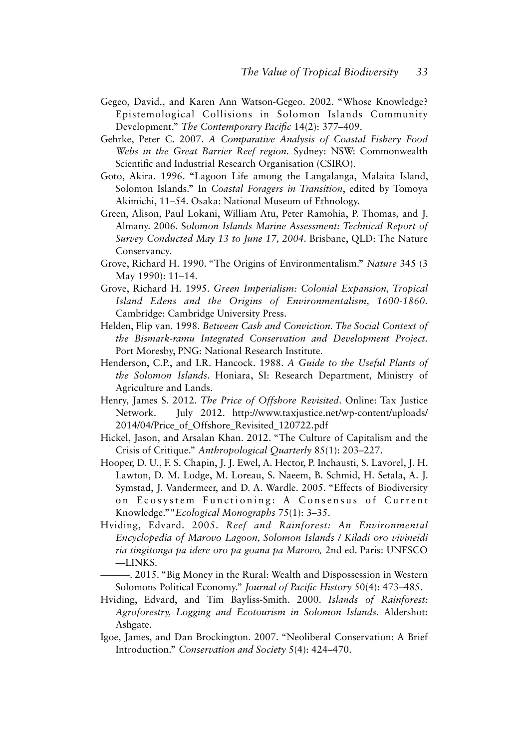Gegeo, David., and Karen Ann Watson-Gegeo. 2002. "Whose Knowledge? Epistemological Collisions in Solomon Islands Community Development." *The Contemporary Pacific* 14(2): 377–409.

Gehrke, Peter C. 2007. *A Comparative Analysis of Coastal Fishery Food Webs in the Great Barrier Reef region.* Sydney: NSW: Commonwealth Scientific and Industrial Research Organisation (CSIRO).

Goto, Akira. 1996. "Lagoon Life among the Langalanga, Malaita Island, Solomon Islands." In *Coastal Foragers in Transition*, edited by Tomoya Akimichi, 11–54. Osaka: National Museum of Ethnology.

Green, Alison, Paul Lokani, William Atu, Peter Ramohia, P. Thomas, and J. Almany. 2006. S*olomon Islands Marine Assessment: Technical Report of Survey Conducted May 13 to June 17, 2004*. Brisbane, QLD: The Nature Conservancy.

Grove, Richard H. 1990. "The Origins of Environmentalism." *Nature* 345 (3 May 1990): 11–14.

Grove, Richard H. 1995. *Green Imperialism: Colonial Expansion, Tropical Island Edens and the Origins of Environmentalism, 1600-1860.* Cambridge: Cambridge University Press.

Helden, Flip van. 1998. *Between Cash and Conviction. The Social Context of the Bismark-ramu Integrated Conservation and Development Project.* Port Moresby, PNG: National Research Institute.

Henderson, C.P., and I.R. Hancock. 1988. *A Guide to the Useful Plants of the Solomon Islands*. Honiara, SI: Research Department, Ministry of Agriculture and Lands.

Henry, James S. 2012. *The Price of Offshore Revisited*. Online: Tax Justice Network. July 2012. http://www.taxjustice.net/wp-content/uploads/2014/04/Price_of_Offshore_Revisited_120722.pdf

Hickel, Jason, and Arsalan Khan. 2012. "The Culture of Capitalism and the Crisis of Critique." *Anthropological Quarterly* 85(1): 203–227.

Hooper, D. U., F. S. Chapin, J. J. Ewel, A. Hector, P. Inchausti, S. Lavorel, J. H. Lawton, D. M. Lodge, M. Loreau, S. Naeem, B. Schmid, H. Setala, A. J. Symstad, J. Vandermeer, and D. A. Wardle. 2005. "Effects of Biodiversity on Ecosystem Functioning: A Consensus of Current Knowledge.""*Ecological Monographs* 75(1): 3–35.

Hviding, Edvard. 2005. *Reef and Rainforest: An Environmental Encyclopedia of Marovo Lagoon, Solomon Islands / Kiladi oro vivineidi ria tingitonga pa idere oro pa goana pa Marovo,* 2nd ed. Paris: UNESCO —LINKS.

———. 2015. "Big Money in the Rural: Wealth and Dispossession in Western Solomons Political Economy." *Journal of Pacific History* 50(4): 473–485.

Hviding, Edvard, and Tim Bayliss-Smith. 2000. *Islands of Rainforest: Agroforestry, Logging and Ecotourism in Solomon Islands.* Aldershot: Ashgate.

Igoe, James, and Dan Brockington. 2007. "Neoliberal Conservation: A Brief Introduction." *Conservation and Society* 5(4): 424–470.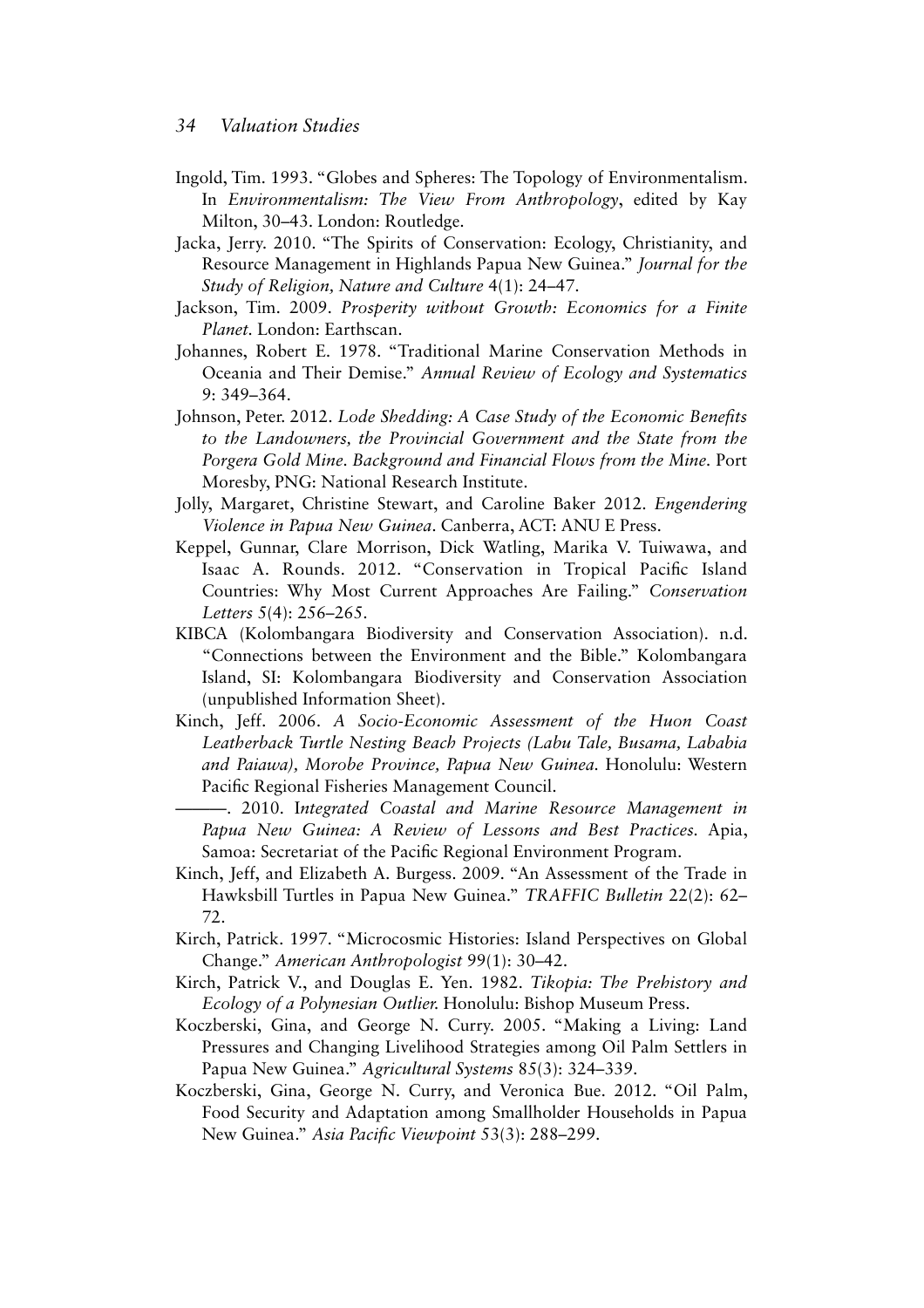Ingold, Tim. 1993. "Globes and Spheres: The Topology of Environmentalism. In *Environmentalism: The View From Anthropology*, edited by Kay Milton, 30–43. London: Routledge.

Jacka, Jerry. 2010. "The Spirits of Conservation: Ecology, Christianity, and Resource Management in Highlands Papua New Guinea." *Journal for the Study of Religion, Nature and Culture* 4(1): 24–47.

Jackson, Tim. 2009. *Prosperity without Growth: Economics for a Finite Planet*. London: Earthscan.

Johannes, Robert E. 1978. "Traditional Marine Conservation Methods in Oceania and Their Demise." *Annual Review of Ecology and Systematics* 9: 349–364.

Johnson, Peter. 2012. *Lode Shedding: A Case Study of the Economic Benefits to the Landowners, the Provincial Government and the State from the Porgera Gold Mine. Background and Financial Flows from the Mine*. Port Moresby, PNG: National Research Institute.

Jolly, Margaret, Christine Stewart, and Caroline Baker 2012. *Engendering Violence in Papua New Guinea*. Canberra, ACT: ANU E Press.

Keppel, Gunnar, Clare Morrison, Dick Watling, Marika V. Tuiwawa, and Isaac A. Rounds. 2012. "Conservation in Tropical Pacific Island Countries: Why Most Current Approaches Are Failing." *Conservation Letters* 5(4): 256–265.

KIBCA (Kolombangara Biodiversity and Conservation Association). n.d. "Connections between the Environment and the Bible." Kolombangara Island, SI: Kolombangara Biodiversity and Conservation Association (unpublished Information Sheet).

Kinch, Jeff. 2006. *A Socio-Economic Assessment of the Huon Coast Leatherback Turtle Nesting Beach Projects (Labu Tale, Busama, Lababia and Paiawa), Morobe Province, Papua New Guinea*. Honolulu: Western Pacific Regional Fisheries Management Council.

———. 2010. I*ntegrated Coastal and Marine Resource Management in Papua New Guinea: A Review of Lessons and Best Practices*. Apia, Samoa: Secretariat of the Pacific Regional Environment Program.

Kinch, Jeff, and Elizabeth A. Burgess. 2009. "An Assessment of the Trade in Hawksbill Turtles in Papua New Guinea." *TRAFFIC Bulletin* 22(2): 62–72.

Kirch, Patrick. 1997. "Microcosmic Histories: Island Perspectives on Global Change." *American Anthropologist* 99(1): 30–42.

Kirch, Patrick V., and Douglas E. Yen. 1982. *Tikopia: The Prehistory and Ecology of a Polynesian Outlier*. Honolulu: Bishop Museum Press.

Koczberski, Gina, and George N. Curry. 2005. "Making a Living: Land Pressures and Changing Livelihood Strategies among Oil Palm Settlers in Papua New Guinea." *Agricultural Systems* 85(3): 324–339.

Koczberski, Gina, George N. Curry, and Veronica Bue. 2012. "Oil Palm, Food Security and Adaptation among Smallholder Households in Papua New Guinea." *Asia Pacific Viewpoint* 53(3): 288–299.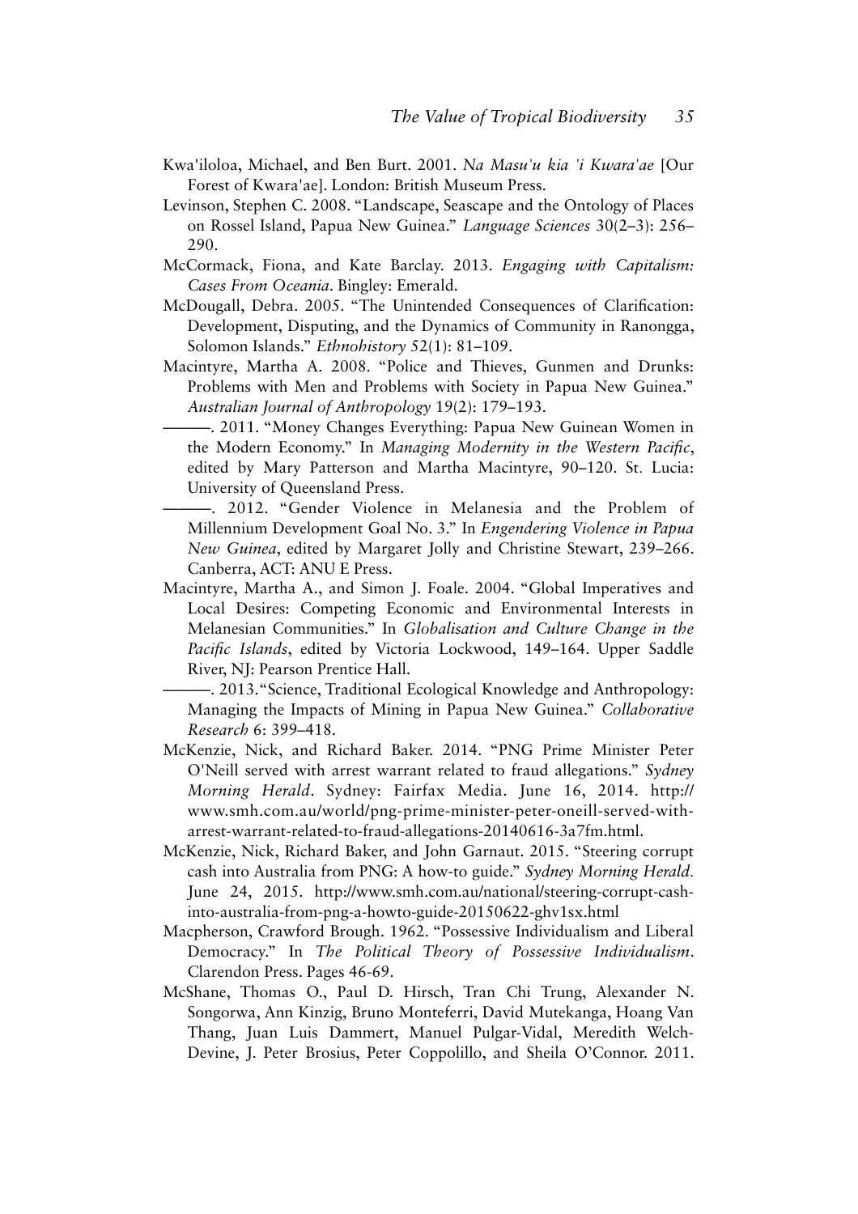Kwa'iloloa, Michael, and Ben Burt. 2001. *Na Masu'u kia 'i Kwara'ae* [Our Forest of Kwara'ae]. London: British Museum Press.

Levinson, Stephen C. 2008. "Landscape, Seascape and the Ontology of Places on Rossel Island, Papua New Guinea." *Language Sciences* 30(2–3): 256–290.

McCormack, Fiona, and Kate Barclay. 2013. *Engaging with Capitalism: Cases From Oceania*. Bingley: Emerald.

McDougall, Debra. 2005. "The Unintended Consequences of Clarification: Development, Disputing, and the Dynamics of Community in Ranongga, Solomon Islands." *Ethnohistory* 52(1): 81–109.

Macintyre, Martha A. 2008. "Police and Thieves, Gunmen and Drunks: Problems with Men and Problems with Society in Papua New Guinea." *Australian Journal of Anthropology* 19(2): 179–193.

———. 2011. "Money Changes Everything: Papua New Guinean Women in the Modern Economy." In *Managing Modernity in the Western Pacific*, edited by Mary Patterson and Martha Macintyre, 90–120. St. Lucia: University of Queensland Press.

———. 2012. "Gender Violence in Melanesia and the Problem of Millennium Development Goal No. 3." In *Engendering Violence in Papua New Guinea*, edited by Margaret Jolly and Christine Stewart, 239–266. Canberra, ACT: ANU E Press.

Macintyre, Martha A., and Simon J. Foale. 2004. "Global Imperatives and Local Desires: Competing Economic and Environmental Interests in Melanesian Communities." In *Globalisation and Culture Change in the Pacific Islands*, edited by Victoria Lockwood, 149–164. Upper Saddle River, NJ: Pearson Prentice Hall.

———. 2013. "Science, Traditional Ecological Knowledge and Anthropology: Managing the Impacts of Mining in Papua New Guinea." *Collaborative Research* 6: 399–418.

McKenzie, Nick, and Richard Baker. 2014. "PNG Prime Minister Peter O'Neill served with arrest warrant related to fraud allegations." *Sydney Morning Herald*. Sydney: Fairfax Media. June 16, 2014. http://www.smh.com.au/world/png-prime-minister-peter-oneill-served-with-arrest-warrant-related-to-fraud-allegations-20140616-3a7fm.html.

McKenzie, Nick, Richard Baker, and John Garnaut. 2015. "Steering corrupt cash into Australia from PNG: A how-to guide." *Sydney Morning Herald.* June 24, 2015. http://www.smh.com.au/national/steering-corrupt-cash-into-australia-from-png-a-howto-guide-20150622-ghv1sx.html

Macpherson, Crawford Brough. 1962. "Possessive Individualism and Liberal Democracy." In *The Political Theory of Possessive Individualism*. Clarendon Press. Pages 46-69.

McShane, Thomas O., Paul D. Hirsch, Tran Chi Trung, Alexander N. Songorwa, Ann Kinzig, Bruno Monteferri, David Mutekanga, Hoang Van Thang, Juan Luis Dammert, Manuel Pulgar-Vidal, Meredith Welch-Devine, J. Peter Brosius, Peter Coppolillo, and Sheila O'Connor. 2011.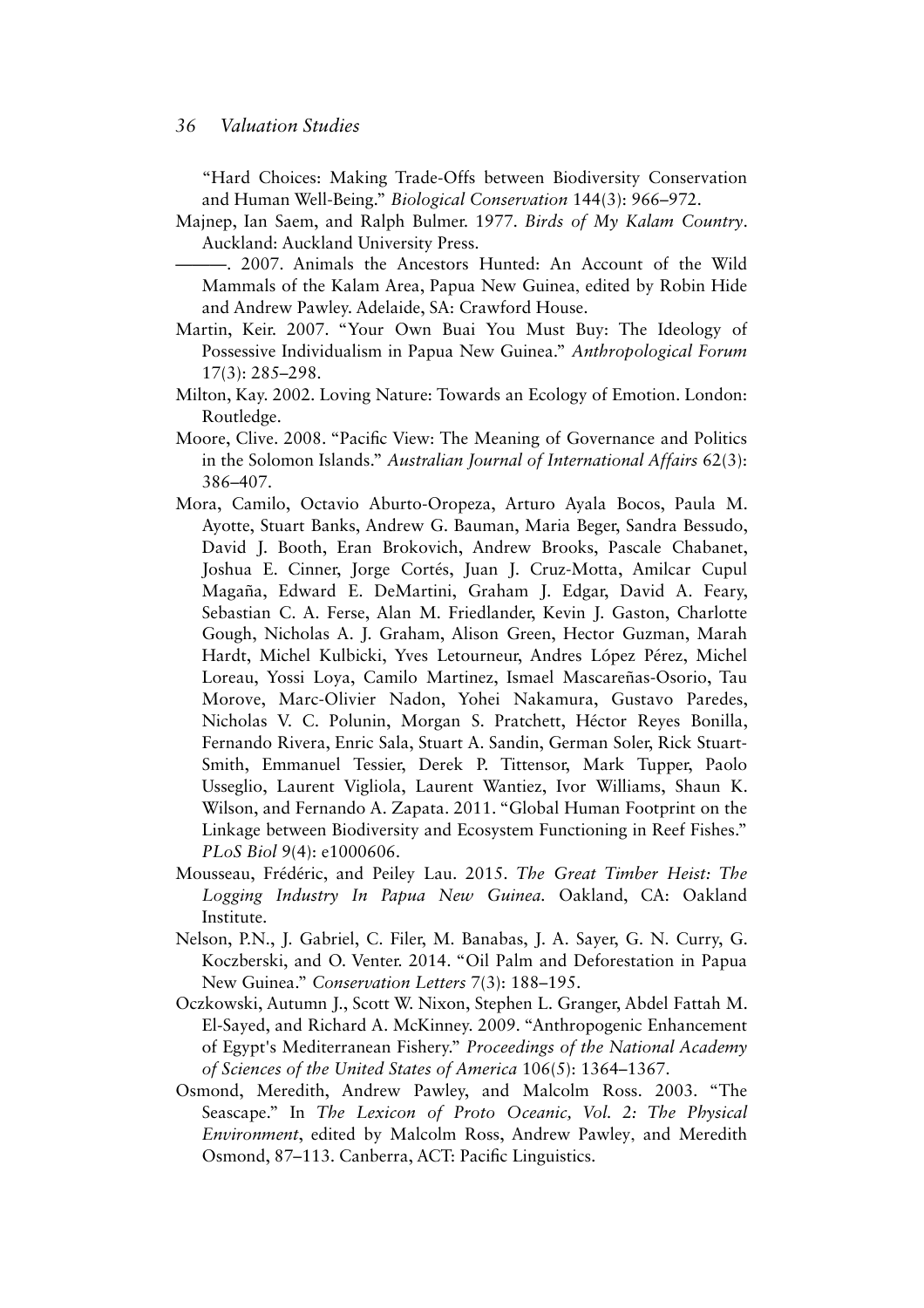"Hard Choices: Making Trade-Offs between Biodiversity Conservation and Human Well-Being." *Biological Conservation* 144(3): 966–972.

Majnep, Ian Saem, and Ralph Bulmer. 1977. *Birds of My Kalam Country*. Auckland: Auckland University Press.

———. 2007. Animals the Ancestors Hunted: An Account of the Wild Mammals of the Kalam Area, Papua New Guinea, edited by Robin Hide and Andrew Pawley. Adelaide, SA: Crawford House.

Martin, Keir. 2007. "Your Own Buai You Must Buy: The Ideology of Possessive Individualism in Papua New Guinea." *Anthropological Forum* 17(3): 285–298.

Milton, Kay. 2002. Loving Nature: Towards an Ecology of Emotion. London: Routledge.

Moore, Clive. 2008. "Pacific View: The Meaning of Governance and Politics in the Solomon Islands." *Australian Journal of International Affairs* 62(3): 386–407.

Mora, Camilo, Octavio Aburto-Oropeza, Arturo Ayala Bocos, Paula M. Ayotte, Stuart Banks, Andrew G. Bauman, Maria Beger, Sandra Bessudo, David J. Booth, Eran Brokovich, Andrew Brooks, Pascale Chabanet, Joshua E. Cinner, Jorge Cortés, Juan J. Cruz-Motta, Amilcar Cupul Magaña, Edward E. DeMartini, Graham J. Edgar, David A. Feary, Sebastian C. A. Ferse, Alan M. Friedlander, Kevin J. Gaston, Charlotte Gough, Nicholas A. J. Graham, Alison Green, Hector Guzman, Marah Hardt, Michel Kulbicki, Yves Letourneur, Andres López Pérez, Michel Loreau, Yossi Loya, Camilo Martinez, Ismael Mascareñas-Osorio, Tau Morove, Marc-Olivier Nadon, Yohei Nakamura, Gustavo Paredes, Nicholas V. C. Polunin, Morgan S. Pratchett, Héctor Reyes Bonilla, Fernando Rivera, Enric Sala, Stuart A. Sandin, German Soler, Rick Stuart-Smith, Emmanuel Tessier, Derek P. Tittensor, Mark Tupper, Paolo Usseglio, Laurent Vigliola, Laurent Wantiez, Ivor Williams, Shaun K. Wilson, and Fernando A. Zapata. 2011. "Global Human Footprint on the Linkage between Biodiversity and Ecosystem Functioning in Reef Fishes." *PLoS Biol* 9(4): e1000606.

Mousseau, Frédéric, and Peiley Lau. 2015. *The Great Timber Heist: The Logging Industry In Papua New Guinea.* Oakland, CA: Oakland Institute.

Nelson, P.N., J. Gabriel, C. Filer, M. Banabas, J. A. Sayer, G. N. Curry, G. Koczberski, and O. Venter. 2014. "Oil Palm and Deforestation in Papua New Guinea." *Conservation Letters* 7(3): 188–195.

Oczkowski, Autumn J., Scott W. Nixon, Stephen L. Granger, Abdel Fattah M. El-Sayed, and Richard A. McKinney. 2009. "Anthropogenic Enhancement of Egypt's Mediterranean Fishery." *Proceedings of the National Academy of Sciences of the United States of America* 106(5): 1364–1367.

Osmond, Meredith, Andrew Pawley, and Malcolm Ross. 2003. "The Seascape." In *The Lexicon of Proto Oceanic, Vol. 2: The Physical Environment*, edited by Malcolm Ross, Andrew Pawley, and Meredith Osmond, 87–113. Canberra, ACT: Pacific Linguistics.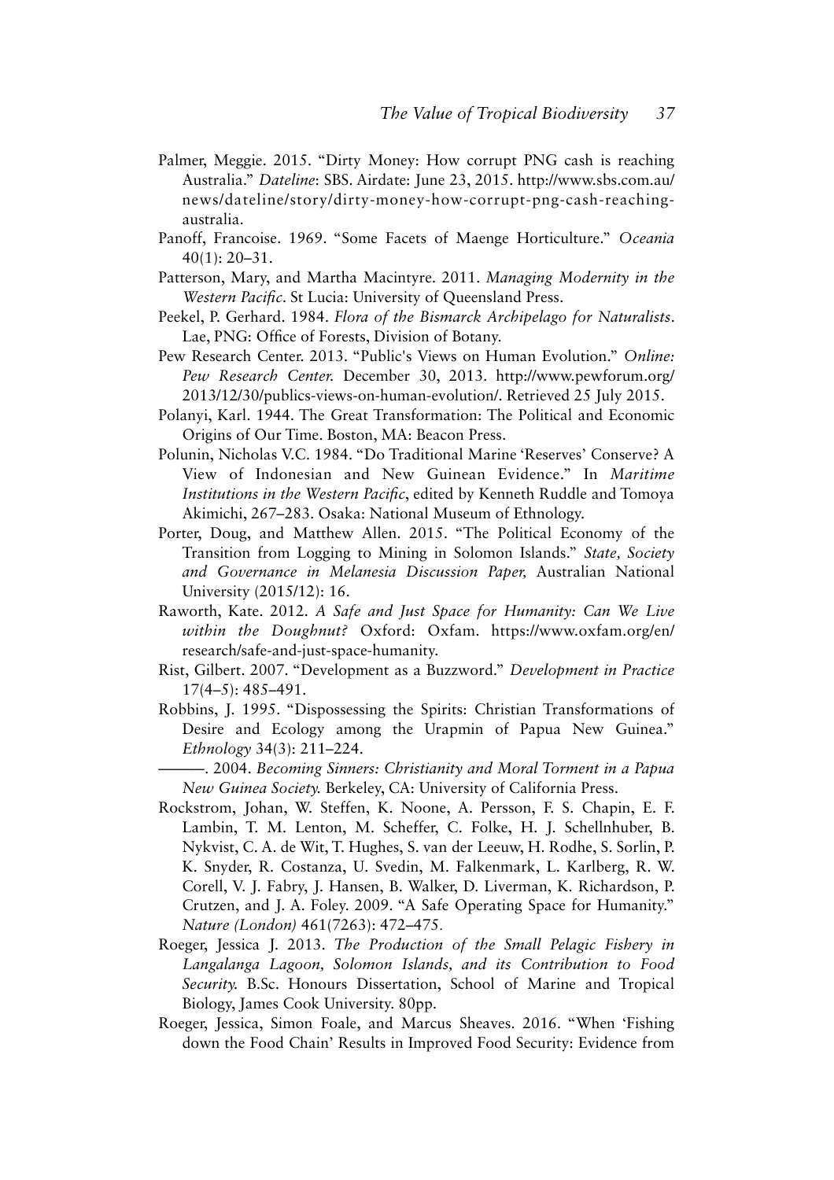Palmer, Meggie. 2015. "Dirty Money: How corrupt PNG cash is reaching Australia." *Dateline*: SBS. Airdate: June 23, 2015. http://www.sbs.com.au/news/dateline/story/dirty-money-how-corrupt-png-cash-reaching-australia.

Panoff, Francoise. 1969. "Some Facets of Maenge Horticulture." *Oceania* 40(1): 20–31.

Patterson, Mary, and Martha Macintyre. 2011. *Managing Modernity in the Western Pacific*. St Lucia: University of Queensland Press.

Peekel, P. Gerhard. 1984. *Flora of the Bismarck Archipelago for Naturalists*. Lae, PNG: Office of Forests, Division of Botany.

Pew Research Center. 2013. "Public's Views on Human Evolution." *Online: Pew Research Center.* December 30, 2013. http://www.pewforum.org/2013/12/30/publics-views-on-human-evolution/. Retrieved 25 July 2015.

Polanyi, Karl. 1944. The Great Transformation: The Political and Economic Origins of Our Time. Boston, MA: Beacon Press.

Polunin, Nicholas V.C. 1984. "Do Traditional Marine 'Reserves' Conserve? A View of Indonesian and New Guinean Evidence." In *Maritime Institutions in the Western Pacific*, edited by Kenneth Ruddle and Tomoya Akimichi, 267–283. Osaka: National Museum of Ethnology.

Porter, Doug, and Matthew Allen. 2015. "The Political Economy of the Transition from Logging to Mining in Solomon Islands." *State, Society and Governance in Melanesia Discussion Paper,* Australian National University (2015/12): 16.

Raworth, Kate. 2012. *A Safe and Just Space for Humanity: Can We Live within the Doughnut?* Oxford: Oxfam. https://www.oxfam.org/en/research/safe-and-just-space-humanity.

Rist, Gilbert. 2007. "Development as a Buzzword." *Development in Practice* 17(4–5): 485–491.

Robbins, J. 1995. "Dispossessing the Spirits: Christian Transformations of Desire and Ecology among the Urapmin of Papua New Guinea." *Ethnology* 34(3): 211–224.

———. 2004. *Becoming Sinners: Christianity and Moral Torment in a Papua New Guinea Society.* Berkeley, CA: University of California Press.

Rockstrom, Johan, W. Steffen, K. Noone, A. Persson, F. S. Chapin, E. F. Lambin, T. M. Lenton, M. Scheffer, C. Folke, H. J. Schellnhuber, B. Nykvist, C. A. de Wit, T. Hughes, S. van der Leeuw, H. Rodhe, S. Sorlin, P. K. Snyder, R. Costanza, U. Svedin, M. Falkenmark, L. Karlberg, R. W. Corell, V. J. Fabry, J. Hansen, B. Walker, D. Liverman, K. Richardson, P. Crutzen, and J. A. Foley. 2009. "A Safe Operating Space for Humanity." *Nature (London)* 461(7263): 472–475.

Roeger, Jessica J. 2013. *The Production of the Small Pelagic Fishery in Langalanga Lagoon, Solomon Islands, and its Contribution to Food Security.* B.Sc. Honours Dissertation, School of Marine and Tropical Biology, James Cook University. 80pp.

Roeger, Jessica, Simon Foale, and Marcus Sheaves. 2016. "When 'Fishing down the Food Chain' Results in Improved Food Security: Evidence from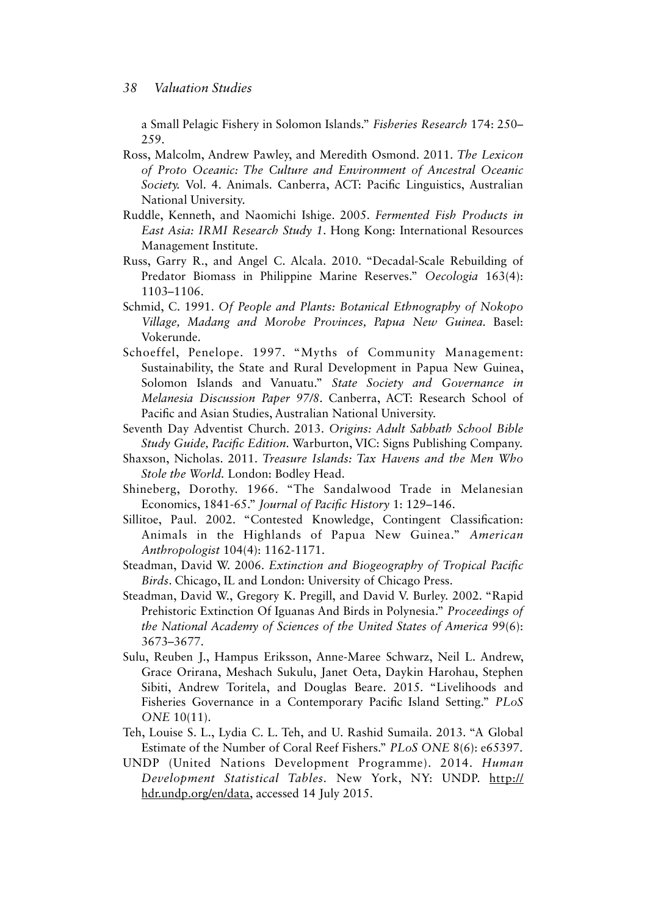a Small Pelagic Fishery in Solomon Islands." *Fisheries Research* 174: 250–259.

Ross, Malcolm, Andrew Pawley, and Meredith Osmond. 2011. *The Lexicon of Proto Oceanic: The Culture and Environment of Ancestral Oceanic Society.* Vol. 4. Animals. Canberra, ACT: Pacific Linguistics, Australian National University.

Ruddle, Kenneth, and Naomichi Ishige. 2005. *Fermented Fish Products in East Asia: IRMI Research Study 1*. Hong Kong: International Resources Management Institute.

Russ, Garry R., and Angel C. Alcala. 2010. "Decadal-Scale Rebuilding of Predator Biomass in Philippine Marine Reserves." *Oecologia* 163(4): 1103–1106.

Schmid, C. 1991. *Of People and Plants: Botanical Ethnography of Nokopo Village, Madang and Morobe Provinces, Papua New Guinea.* Basel: Vokerunde.

Schoeffel, Penelope. 1997. "Myths of Community Management: Sustainability, the State and Rural Development in Papua New Guinea, Solomon Islands and Vanuatu." *State Society and Governance in Melanesia Discussion Paper 97/8*. Canberra, ACT: Research School of Pacific and Asian Studies, Australian National University.

Seventh Day Adventist Church. 2013. *Origins: Adult Sabbath School Bible Study Guide, Pacific Edition.* Warburton, VIC: Signs Publishing Company.

Shaxson, Nicholas. 2011. *Treasure Islands: Tax Havens and the Men Who Stole the World.* London: Bodley Head.

Shineberg, Dorothy. 1966. "The Sandalwood Trade in Melanesian Economics, 1841-65." *Journal of Pacific History* 1: 129–146.

Sillitoe, Paul. 2002. "Contested Knowledge, Contingent Classification: Animals in the Highlands of Papua New Guinea." *American Anthropologist* 104(4): 1162-1171.

Steadman, David W. 2006. *Extinction and Biogeography of Tropical Pacific Birds*. Chicago, IL and London: University of Chicago Press.

Steadman, David W., Gregory K. Pregill, and David V. Burley. 2002. "Rapid Prehistoric Extinction Of Iguanas And Birds in Polynesia." *Proceedings of the National Academy of Sciences of the United States of America* 99(6): 3673–3677.

Sulu, Reuben J., Hampus Eriksson, Anne-Maree Schwarz, Neil L. Andrew, Grace Orirana, Meshach Sukulu, Janet Oeta, Daykin Harohau, Stephen Sibiti, Andrew Toritela, and Douglas Beare. 2015. "Livelihoods and Fisheries Governance in a Contemporary Pacific Island Setting." *PLoS ONE* 10(11).

Teh, Louise S. L., Lydia C. L. Teh, and U. Rashid Sumaila. 2013. "A Global Estimate of the Number of Coral Reef Fishers." *PLoS ONE* 8(6): e65397.

UNDP (United Nations Development Programme). 2014. *Human Development Statistical Tables*. New York, NY: UNDP. http://hdr.undp.org/en/data, accessed 14 July 2015.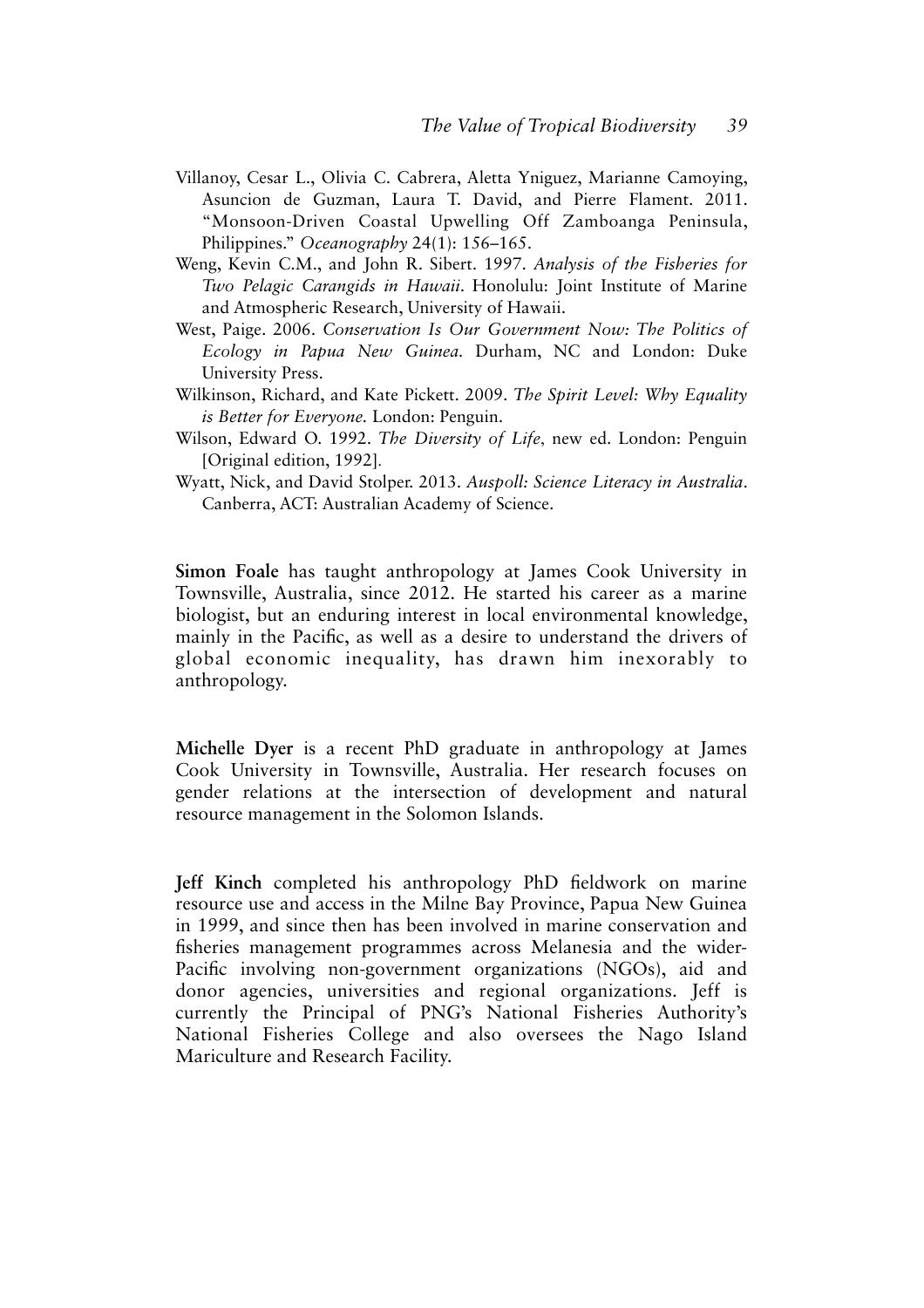Villanoy, Cesar L., Olivia C. Cabrera, Aletta Yniguez, Marianne Camoying, Asuncion de Guzman, Laura T. David, and Pierre Flament. 2011. "Monsoon-Driven Coastal Upwelling Off Zamboanga Peninsula, Philippines." *Oceanography* 24(1): 156–165.

Weng, Kevin C.M., and John R. Sibert. 1997. *Analysis of the Fisheries for Two Pelagic Carangids in Hawaii*. Honolulu: Joint Institute of Marine and Atmospheric Research, University of Hawaii.

West, Paige. 2006. *Conservation Is Our Government Now: The Politics of Ecology in Papua New Guinea*. Durham, NC and London: Duke University Press.

Wilkinson, Richard, and Kate Pickett. 2009. *The Spirit Level: Why Equality is Better for Everyone*. London: Penguin.

Wilson, Edward O. 1992. *The Diversity of Life*, new ed. London: Penguin [Original edition, 1992].

Wyatt, Nick, and David Stolper. 2013. *Auspoll: Science Literacy in Australia*. Canberra, ACT: Australian Academy of Science.

**Simon Foale** has taught anthropology at James Cook University in Townsville, Australia, since 2012. He started his career as a marine biologist, but an enduring interest in local environmental knowledge, mainly in the Pacific, as well as a desire to understand the drivers of global economic inequality, has drawn him inexorably to anthropology.

**Michelle Dyer** is a recent PhD graduate in anthropology at James Cook University in Townsville, Australia. Her research focuses on gender relations at the intersection of development and natural resource management in the Solomon Islands.

**Jeff Kinch** completed his anthropology PhD fieldwork on marine resource use and access in the Milne Bay Province, Papua New Guinea in 1999, and since then has been involved in marine conservation and fisheries management programmes across Melanesia and the wider-Pacific involving non-government organizations (NGOs), aid and donor agencies, universities and regional organizations. Jeff is currently the Principal of PNG's National Fisheries Authority's National Fisheries College and also oversees the Nago Island Mariculture and Research Facility.